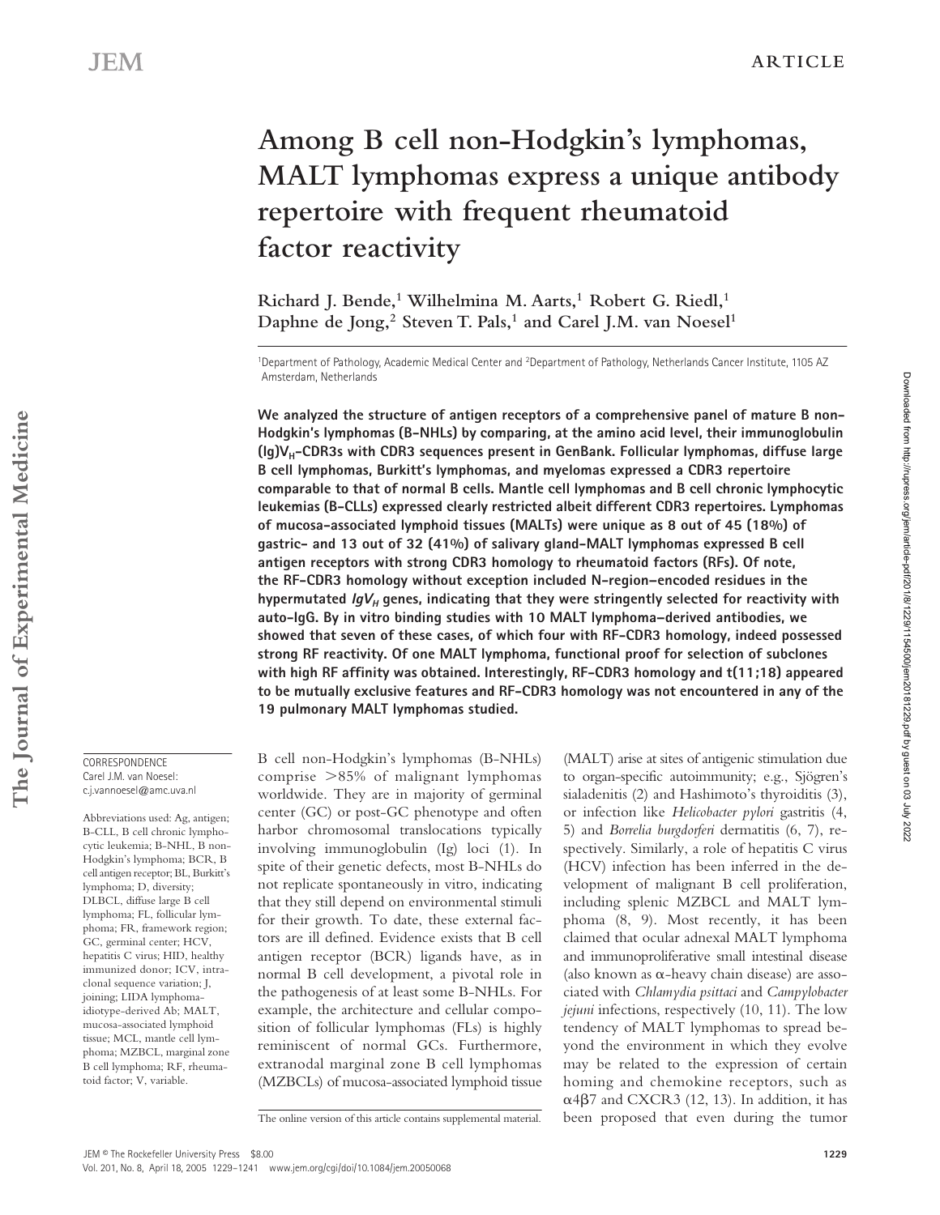# Among B cell non-Hodgkin's lymphomas, MALT lymphomas express a unique antibody repertoire with frequent rheumatoid factor reactivity

Richard J. Bende,[1] Wilhelmina M. Aarts,[1] Robert G. Riedl,[1] Daphne de Jong,[2] Steven T. Pals,[1] and Carel J.M. van Noesel[1]

[1]Department of Pathology, Academic Medical Center and [2]Department of Pathology, Netherlands Cancer Institute, 1105 AZ Amsterdam, Netherlands

**We analyzed the structure of antigen receptors of a comprehensive panel of mature B non-Hodgkin's lymphomas (B-NHLs) by comparing, at the amino acid level, their immunoglobulin (Ig)$V_H$-CDR3s with CDR3 sequences present in GenBank. Follicular lymphomas, diffuse large B cell lymphomas, Burkitt's lymphomas, and myelomas expressed a CDR3 repertoire comparable to that of normal B cells. Mantle cell lymphomas and B cell chronic lymphocytic leukemias (B-CLLs) expressed clearly restricted albeit different CDR3 repertoires. Lymphomas of mucosa-associated lymphoid tissues (MALTs) were unique as 8 out of 45 (18%) of gastric- and 13 out of 32 (41%) of salivary gland-MALT lymphomas expressed B cell antigen receptors with strong CDR3 homology to rheumatoid factors (RFs). Of note, the RF-CDR3 homology without exception included N-region-encoded residues in the hypermutated *$IgV_H$* genes, indicating that they were stringently selected for reactivity with auto-IgG. By in vitro binding studies with 10 MALT lymphoma-derived antibodies, we showed that seven of these cases, of which four with RF-CDR3 homology, indeed possessed strong RF reactivity. Of one MALT lymphoma, functional proof for selection of subclones with high RF affinity was obtained. Interestingly, RF-CDR3 homology and t(11;18) appeared to be mutually exclusive features and RF-CDR3 homology was not encountered in any of the 19 pulmonary MALT lymphomas studied.**

CORRESPONDENCE
Carel J.M. van Noesel:
c.j.vannoesel@amc.uva.nl

Abbreviations used: Ag, antigen; B-CLL, B cell chronic lymphocytic leukemia; B-NHL, B non-Hodgkin's lymphoma; BCR, B cell antigen receptor; BL, Burkitt's lymphoma; D, diversity; DLBCL, diffuse large B cell lymphoma; FL, follicular lymphoma; FR, framework region; GC, germinal center; HCV, hepatitis C virus; HID, healthy immunized donor; ICV, intraclonal sequence variation; J, joining; LIDA lymphoma-idiotype-derived Ab; MALT, mucosa-associated lymphoid tissue; MCL, mantle cell lymphoma; MZBCL, marginal zone B cell lymphoma; RF, rheumatoid factor; V, variable.

B cell non-Hodgkin's lymphomas (B-NHLs) comprise >85% of malignant lymphomas worldwide. They are in majority of germinal center (GC) or post-GC phenotype and often harbor chromosomal translocations typically involving immunoglobulin (Ig) loci (1). In spite of their genetic defects, most B-NHLs do not replicate spontaneously in vitro, indicating that they still depend on environmental stimuli for their growth. To date, these external factors are ill defined. Evidence exists that B cell antigen receptor (BCR) ligands have, as in normal B cell development, a pivotal role in the pathogenesis of at least some B-NHLs. For example, the architecture and cellular composition of follicular lymphomas (FLs) is highly reminiscent of normal GCs. Furthermore, extranodal marginal zone B cell lymphomas (MZBCLs) of mucosa-associated lymphoid tissue (MALT) arise at sites of antigenic stimulation due to organ-specific autoimmunity; e.g., Sjögren's sialadenitis (2) and Hashimoto's thyroiditis (3), or infection like *Helicobacter pylori* gastritis (4, 5) and *Borrelia burgdorferi* dermatitis (6, 7), respectively. Similarly, a role of hepatitis C virus (HCV) infection has been inferred in the development of malignant B cell proliferation, including splenic MZBCL and MALT lymphoma (8, 9). Most recently, it has been claimed that ocular adnexal MALT lymphoma and immunoproliferative small intestinal disease (also known as α-heavy chain disease) are associated with *Chlamydia psittaci* and *Campylobacter jejuni* infections, respectively (10, 11). The low tendency of MALT lymphomas to spread beyond the environment in which they evolve may be related to the expression of certain homing and chemokine receptors, such as α4β7 and CXCR3 (12, 13). In addition, it has been proposed that even during the tumor

The online version of this article contains supplemental material.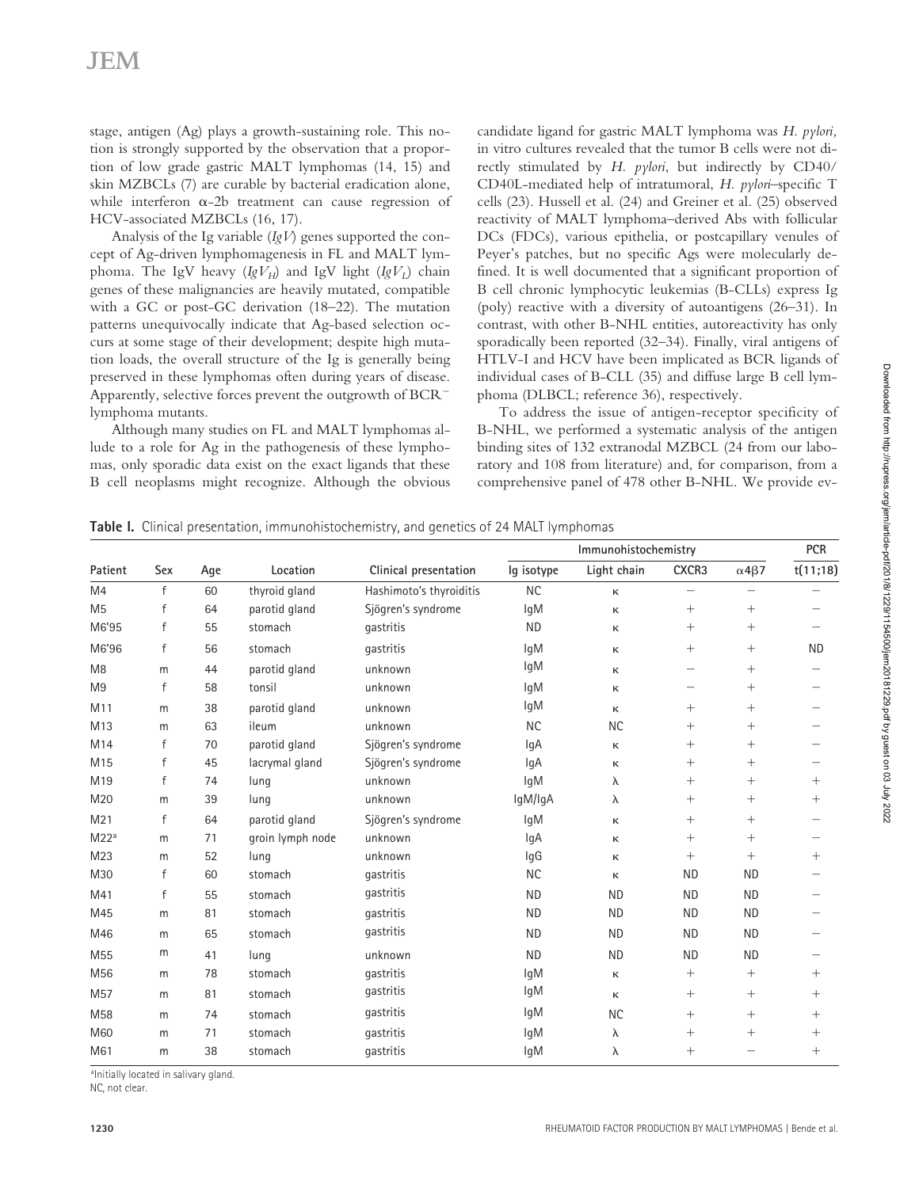stage, antigen (Ag) plays a growth-sustaining role. This notion is strongly supported by the observation that a proportion of low grade gastric MALT lymphomas (14, 15) and skin MZBCLs (7) are curable by bacterial eradication alone, while interferon α-2b treatment can cause regression of HCV-associated MZBCLs (16, 17).

Analysis of the Ig variable (*IgV*) genes supported the concept of Ag-driven lymphomagenesis in FL and MALT lymphoma. The IgV heavy (*IgV$_H$*) and IgV light (*IgV$_L$*) chain genes of these malignancies are heavily mutated, compatible with a GC or post-GC derivation (18–22). The mutation patterns unequivocally indicate that Ag-based selection occurs at some stage of their development; despite high mutation loads, the overall structure of the Ig is generally being preserved in these lymphomas often during years of disease. Apparently, selective forces prevent the outgrowth of BCR$^-$ lymphoma mutants.

Although many studies on FL and MALT lymphomas allude to a role for Ag in the pathogenesis of these lymphomas, only sporadic data exist on the exact ligands that these B cell neoplasms might recognize. Although the obvious candidate ligand for gastric MALT lymphoma was *H. pylori,* in vitro cultures revealed that the tumor B cells were not directly stimulated by *H. pylori*, but indirectly by CD40/CD40L-mediated help of intratumoral, *H. pylori*–specific T cells (23). Hussell et al. (24) and Greiner et al. (25) observed reactivity of MALT lymphoma–derived Abs with follicular DCs (FDCs), various epithelia, or postcapillary venules of Peyer's patches, but no specific Ags were molecularly defined. It is well documented that a significant proportion of B cell chronic lymphocytic leukemias (B-CLLs) express Ig (poly) reactive with a diversity of autoantigens (26–31). In contrast, with other B-NHL entities, autoreactivity has only sporadically been reported (32–34). Finally, viral antigens of HTLV-I and HCV have been implicated as BCR ligands of individual cases of B-CLL (35) and diffuse large B cell lymphoma (DLBCL; reference 36), respectively.

To address the issue of antigen-receptor specificity of B-NHL, we performed a systematic analysis of the antigen binding sites of 132 extranodal MZBCL (24 from our laboratory and 108 from literature) and, for comparison, from a comprehensive panel of 478 other B-NHL. We provide ev-

**Table I.** Clinical presentation, immunohistochemistry, and genetics of 24 MALT lymphomas

| Patient | Sex | Age | Location | Clinical presentation | Immunohistochemistry | | | | PCR |
|---|---|---|---|---|---|---|---|---|---|
| | | | | | Ig isotype | Light chain | CXCR3 | α4β7 | t(11;18) |
| M4 | f | 60 | thyroid gland | Hashimoto's thyroiditis | NC | κ | – | – | – |
| M5 | f | 64 | parotid gland | Sjögren's syndrome | IgM | κ | + | + | – |
| M6'95 | f | 55 | stomach | gastritis | ND | κ | + | + | – |
| M6'96 | f | 56 | stomach | gastritis | IgM | κ | + | + | ND |
| M8 | m | 44 | parotid gland | unknown | IgM | κ | – | + | – |
| M9 | f | 58 | tonsil | unknown | IgM | κ | – | + | – |
| M11 | m | 38 | parotid gland | unknown | IgM | κ | + | + | – |
| M13 | m | 63 | ileum | unknown | NC | NC | + | + | – |
| M14 | f | 70 | parotid gland | Sjögren's syndrome | IgA | κ | + | + | – |
| M15 | f | 45 | lacrymal gland | Sjögren's syndrome | IgA | κ | + | + | – |
| M19 | f | 74 | lung | unknown | IgM | λ | + | + | + |
| M20 | m | 39 | lung | unknown | IgM/IgA | λ | + | + | + |
| M21 | f | 64 | parotid gland | Sjögren's syndrome | IgM | κ | + | + | – |
| M22[a] | m | 71 | groin lymph node | unknown | IgA | κ | + | + | – |
| M23 | m | 52 | lung | unknown | IgG | κ | + | + | + |
| M30 | f | 60 | stomach | gastritis | NC | κ | ND | ND | – |
| M41 | f | 55 | stomach | gastritis | ND | ND | ND | ND | – |
| M45 | m | 81 | stomach | gastritis | ND | ND | ND | ND | – |
| M46 | m | 65 | stomach | gastritis | ND | ND | ND | ND | – |
| M55 | m | 41 | lung | unknown | ND | ND | ND | ND | – |
| M56 | m | 78 | stomach | gastritis | IgM | κ | + | + | + |
| M57 | m | 81 | stomach | gastritis | IgM | κ | + | + | + |
| M58 | m | 74 | stomach | gastritis | IgM | NC | + | + | + |
| M60 | m | 71 | stomach | gastritis | IgM | λ | + | + | + |
| M61 | m | 38 | stomach | gastritis | IgM | λ | + | – | + |

[a]Initially located in salivary gland.
NC, not clear.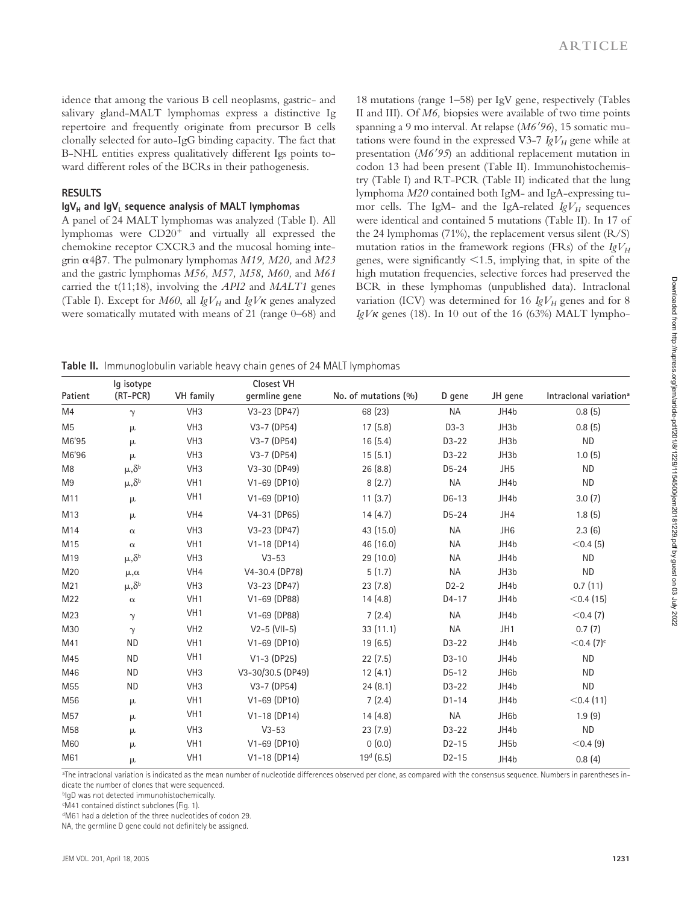idence that among the various B cell neoplasms, gastric- and salivary gland-MALT lymphomas express a distinctive Ig repertoire and frequently originate from precursor B cells clonally selected for auto-IgG binding capacity. The fact that B-NHL entities express qualitatively different Igs points toward different roles of the BCRs in their pathogenesis.

## RESULTS

### $IgV_H$ and $IgV_L$ sequence analysis of MALT lymphomas

A panel of 24 MALT lymphomas was analyzed (Table I). All lymphomas were CD20[+] and virtually all expressed the chemokine receptor CXCR3 and the mucosal homing integrin α4β7. The pulmonary lymphomas *M19, M20,* and *M23* and the gastric lymphomas *M56, M57, M58, M60,* and *M61* carried the t(11;18), involving the *API2* and *MALT1* genes (Table I). Except for *M60*, all $IgV_H$ and $IgV\kappa$ genes analyzed were somatically mutated with means of 21 (range 0–68) and 18 mutations (range 1–58) per IgV gene, respectively (Tables II and III). Of *M6,* biopsies were available of two time points spanning a 9 mo interval. At relapse (*M6′96*), 15 somatic mutations were found in the expressed V3-7 $IgV_H$ gene while at presentation (*M6′95*) an additional replacement mutation in codon 13 had been present (Table II). Immunohistochemistry (Table I) and RT-PCR (Table II) indicated that the lung lymphoma *M20* contained both IgM- and IgA-expressing tumor cells. The IgM- and the IgA-related $IgV_H$ sequences were identical and contained 5 mutations (Table II). In 17 of the 24 lymphomas (71%), the replacement versus silent (R/S) mutation ratios in the framework regions (FRs) of the $IgV_H$ genes, were significantly <1.5, implying that, in spite of the high mutation frequencies, selective forces had preserved the BCR in these lymphomas (unpublished data). Intraclonal variation (ICV) was determined for 16 $IgV_H$ genes and for 8 $IgV\kappa$ genes (18). In 10 out of the 16 (63%) MALT lympho-

**Table II.** Immunoglobulin variable heavy chain genes of 24 MALT lymphomas

| Patient | Ig isotype (RT-PCR) | VH family | Closest VH germline gene | No. of mutations (%) | D gene | JH gene | Intraclonal variation[a] |
|---|---|---|---|---|---|---|---|
| M4 | γ | VH3 | V3-23 (DP47) | 68 (23) | NA | JH4b | 0.8 (5) |
| M5 | μ | VH3 | V3-7 (DP54) | 17 (5.8) | D3-3 | JH3b | 0.8 (5) |
| M6′95 | μ | VH3 | V3-7 (DP54) | 16 (5.4) | D3-22 | JH3b | ND |
| M6′96 | μ | VH3 | V3-7 (DP54) | 15 (5.1) | D3-22 | JH3b | 1.0 (5) |
| M8 | μ,δ[b] | VH3 | V3-30 (DP49) | 26 (8.8) | D5-24 | JH5 | ND |
| M9 | μ,δ[b] | VH1 | V1-69 (DP10) | 8 (2.7) | NA | JH4b | ND |
| M11 | μ | VH1 | V1-69 (DP10) | 11 (3.7) | D6-13 | JH4b | 3.0 (7) |
| M13 | μ | VH4 | V4-31 (DP65) | 14 (4.7) | D5-24 | JH4 | 1.8 (5) |
| M14 | α | VH3 | V3-23 (DP47) | 43 (15.0) | NA | JH6 | 2.3 (6) |
| M15 | α | VH1 | V1-18 (DP14) | 46 (16.0) | NA | JH4b | <0.4 (5) |
| M19 | μ,δ[b] | VH3 | V3-53 | 29 (10.0) | NA | JH4b | ND |
| M20 | μ,α | VH4 | V4-30.4 (DP78) | 5 (1.7) | NA | JH3b | ND |
| M21 | μ,δ[b] | VH3 | V3-23 (DP47) | 23 (7.8) | D2-2 | JH4b | 0.7 (11) |
| M22 | α | VH1 | V1-69 (DP88) | 14 (4.8) | D4-17 | JH4b | <0.4 (15) |
| M23 | γ | VH1 | V1-69 (DP88) | 7 (2.4) | NA | JH4b | <0.4 (7) |
| M30 | γ | VH2 | V2-5 (VII-5) | 33 (11.1) | NA | JH1 | 0.7 (7) |
| M41 | ND | VH1 | V1-69 (DP10) | 19 (6.5) | D3-22 | JH4b | <0.4 (7)[c] |
| M45 | ND | VH1 | V1-3 (DP25) | 22 (7.5) | D3-10 | JH4b | ND |
| M46 | ND | VH3 | V3-30/30.5 (DP49) | 12 (4.1) | D5-12 | JH6b | ND |
| M55 | ND | VH3 | V3-7 (DP54) | 24 (8.1) | D3-22 | JH4b | ND |
| M56 | μ | VH1 | V1-69 (DP10) | 7 (2.4) | D1-14 | JH4b | <0.4 (11) |
| M57 | μ | VH1 | V1-18 (DP14) | 14 (4.8) | NA | JH6b | 1.9 (9) |
| M58 | μ | VH3 | V3-53 | 23 (7.9) | D3-22 | JH4b | ND |
| M60 | μ | VH1 | V1-69 (DP10) | 0 (0.0) | D2-15 | JH5b | <0.4 (9) |
| M61 | μ | VH1 | V1-18 (DP14) | 19[d] (6.5) | D2-15 | JH4b | 0.8 (4) |

[a]The intraclonal variation is indicated as the mean number of nucleotide differences observed per clone, as compared with the consensus sequence. Numbers in parentheses indicate the number of clones that were sequenced.
[b]IgD was not detected immunohistochemically.
[c]M41 contained distinct subclones (Fig. 1).
[d]M61 had a deletion of the three nucleotides of codon 29.
NA, the germline D gene could not definitely be assigned.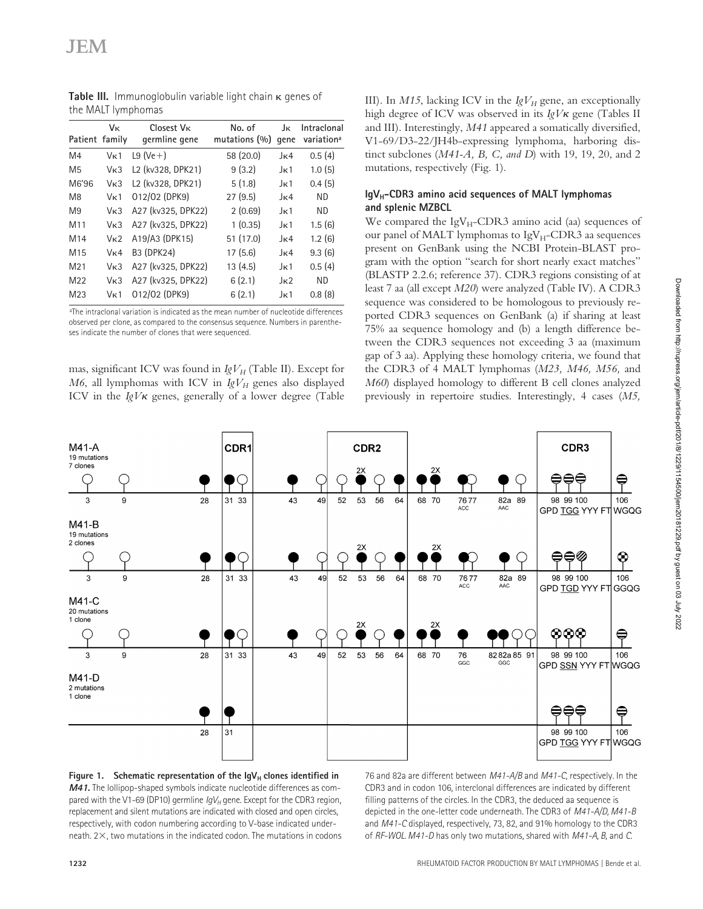**Table III.** Immunoglobulin variable light chain κ genes of the MALT lymphomas

| Patient | Vκ family | Closest Vκ germline gene | No. of mutations (%) | Jκ gene | Intraclonal variation[a] |
|---|---|---|---|---|---|
| M4 | Vκ1 | L9 (Ve+) | 58 (20.0) | Jκ4 | 0.5 (4) |
| M5 | Vκ3 | L2 (kv328, DPK21) | 9 (3.2) | Jκ1 | 1.0 (5) |
| M6'96 | Vκ3 | L2 (kv328, DPK21) | 5 (1.8) | Jκ1 | 0.4 (5) |
| M8 | Vκ1 | O12/O2 (DPK9) | 27 (9.5) | Jκ4 | ND |
| M9 | Vκ3 | A27 (kv325, DPK22) | 2 (0.69) | Jκ1 | ND |
| M11 | Vκ3 | A27 (kv325, DPK22) | 1 (0.35) | Jκ1 | 1.5 (6) |
| M14 | Vκ2 | A19/A3 (DPK15) | 51 (17.0) | Jκ4 | 1.2 (6) |
| M15 | Vκ4 | B3 (DPK24) | 17 (5.6) | Jκ4 | 9.3 (6) |
| M21 | Vκ3 | A27 (kv325, DPK22) | 13 (4.5) | Jκ1 | 0.5 (4) |
| M22 | Vκ3 | A27 (kv325, DPK22) | 6 (2.1) | Jκ2 | ND |
| M23 | Vκ1 | O12/O2 (DPK9) | 6 (2.1) | Jκ1 | 0.8 (8) |

[a]The intraclonal variation is indicated as the mean number of nucleotide differences observed per clone, as compared to the consensus sequence. Numbers in parentheses indicate the number of clones that were sequenced.

mas, significant ICV was found in $IgV_H$ (Table II). Except for *M6*, all lymphomas with ICV in $IgV_H$ genes also displayed ICV in the *IgVκ* genes, generally of a lower degree (Table III). In *M15*, lacking ICV in the $IgV_H$ gene, an exceptionally high degree of ICV was observed in its *IgVκ* gene (Tables II and III). Interestingly, *M41* appeared a somatically diversified, V1-69/D3-22/JH4b-expressing lymphoma, harboring distinct subclones (*M41-A, B, C, and D*) with 19, 19, 20, and 2 mutations, respectively (Fig. 1).

### $IgV_H$–CDR3 amino acid sequences of MALT lymphomas and splenic MZBCL

We compared the $IgV_H$–CDR3 amino acid (aa) sequences of our panel of MALT lymphomas to $IgV_H$–CDR3 aa sequences present on GenBank using the NCBI Protein-BLAST program with the option "search for short nearly exact matches" (BLASTP 2.2.6; reference 37). CDR3 regions consisting of at least 7 aa (all except *M20*) were analyzed (Table IV). A CDR3 sequence was considered to be homologous to previously reported CDR3 sequences on GenBank (a) if sharing at least 75% aa sequence homology and (b) a length difference between the CDR3 sequences not exceeding 3 aa (maximum gap of 3 aa). Applying these homology criteria, we found that the CDR3 of 4 MALT lymphomas (*M23, M46, M56,* and *M60*) displayed homology to different B cell clones analyzed previously in repertoire studies. Interestingly, 4 cases (*M5,*

**Figure 1. Schematic representation of the $IgV_H$ clones identified in *M41*.** The lollipop-shaped symbols indicate nucleotide differences as compared with the V1-69 (DP10) germline $IgV_H$ gene. Except for the CDR3 region, replacement and silent mutations are indicated with closed and open circles, respectively, with codon numbering according to V-base indicated underneath. 2×, two mutations in the indicated codon. The mutations in codons 76 and 82a are different between *M41-A/B* and *M41-C*, respectively. In the CDR3 and in codon 106, interclonal differences are indicated by different filling patterns of the circles. In the CDR3, the deduced aa sequence is depicted in the one-letter code underneath. The CDR3 of *M41-A/D, M41-B* and *M41-C* displayed, respectively, 73, 82, and 91% homology to the CDR3 of *RF-WOL*. *M41-D* has only two mutations, shared with *M41-A, B,* and *C*.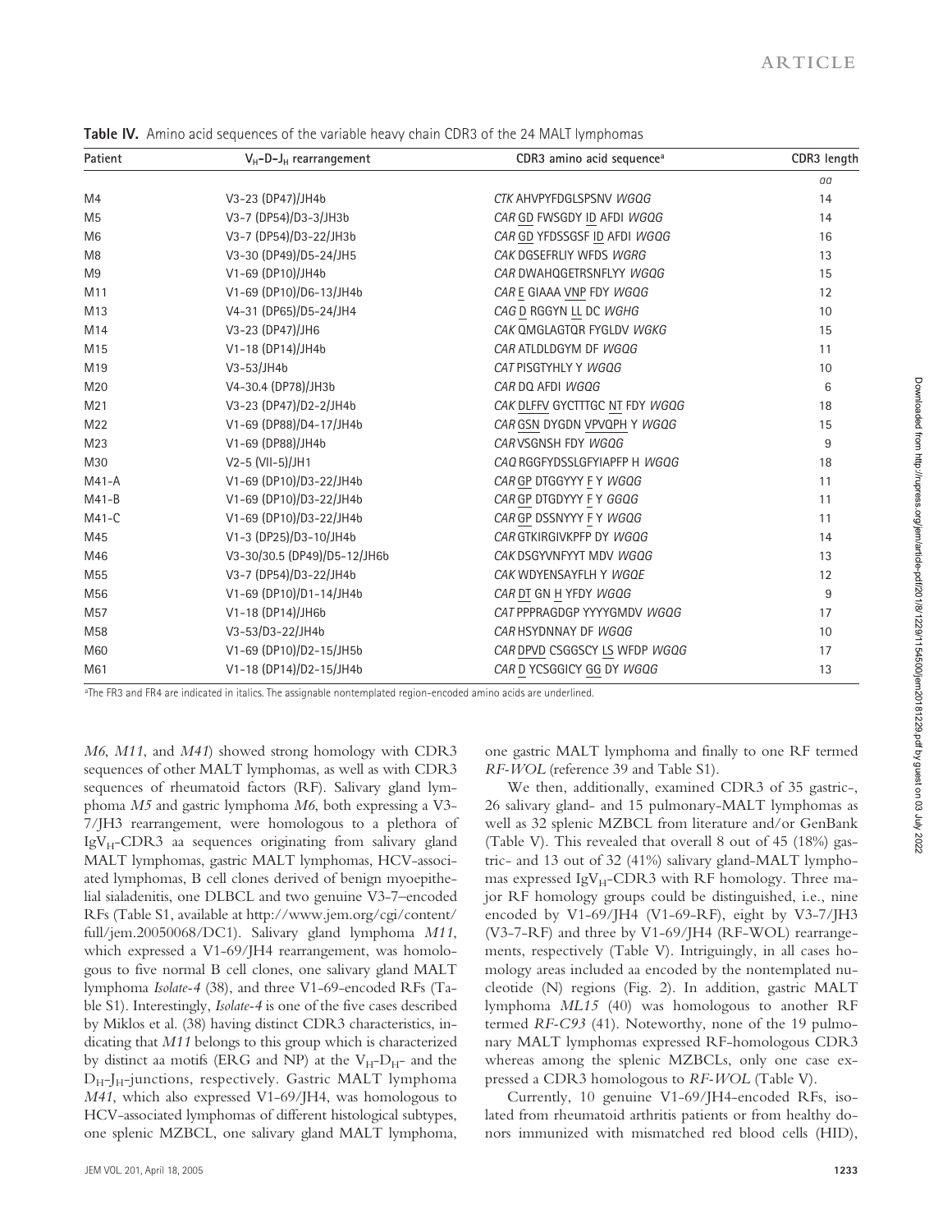**Table IV.** Amino acid sequences of the variable heavy chain CDR3 of the 24 MALT lymphomas

| Patient | $V_H$-$D$-$J_H$ rearrangement | CDR3 amino acid sequence[a] | CDR3 length |
|---|---|---|---|
| | | | *aa* |
| M4 | V3-23 (DP47)/JH4b | *CTK* AHVPYFDGLSPSNV *WGQG* | 14 |
| M5 | V3-7 (DP54)/D3-3/JH3b | *CAR* GD FWSGDY ID AFDI *WGQG* | 14 |
| M6 | V3-7 (DP54)/D3-22/JH3b | *CAR* GD YFDSSGSF ID AFDI *WGQG* | 16 |
| M8 | V3-30 (DP49)/D5-24/JH5 | *CAK* DGSEFRLIY WFDS *WGRG* | 13 |
| M9 | V1-69 (DP10)/JH4b | *CAR* DWAHQGETRSNFLYY *WGQG* | 15 |
| M11 | V1-69 (DP10)/D6-13/JH4b | *CAR* E GIAAA VNP FDY *WGQG* | 12 |
| M13 | V4-31 (DP65)/D5-24/JH4 | *CAG* D RGGYN LL DC *WGHG* | 10 |
| M14 | V3-23 (DP47)/JH6 | *CAK* QMGLAGTQR FYGLDV *WGKG* | 15 |
| M15 | V1-18 (DP14)/JH4b | *CAR* ATLDLDGYM DF *WGQG* | 11 |
| M19 | V3-53/JH4b | *CAT* PISGTYHLY Y *WGQG* | 10 |
| M20 | V4-30.4 (DP78)/JH3b | *CAR* DQ AFDI *WGQG* | 6 |
| M21 | V3-23 (DP47)/D2-2/JH4b | *CAK* DLFFV GYCTTTGC NT FDY *WGQG* | 18 |
| M22 | V1-69 (DP88)/D4-17/JH4b | *CAR* GSN DYGDN VPVQPH Y *WGQG* | 15 |
| M23 | V1-69 (DP88)/JH4b | *CAR* VSGNSH FDY *WGQG* | 9 |
| M30 | V2-5 (VII-5)/JH1 | *CAQ* RGGFYDSSLGFYIAPFP H *WGQG* | 18 |
| M41-A | V1-69 (DP10)/D3-22/JH4b | *CAR* GP DTGGYYY F Y *WGQG* | 11 |
| M41-B | V1-69 (DP10)/D3-22/JH4b | *CAR* GP DTGDYYY F Y *GGQG* | 11 |
| M41-C | V1-69 (DP10)/D3-22/JH4b | *CAR* GP DSSNYYY F Y *WGQG* | 11 |
| M45 | V1-3 (DP25)/D3-10/JH4b | *CAR* GTKIRGIVKPFP DY *WGQG* | 14 |
| M46 | V3-30/30.5 (DP49)/D5-12/JH6b | *CAK* DSGYVNFYYT MDV *WGQG* | 13 |
| M55 | V3-7 (DP54)/D3-22/JH4b | *CAK* WDYENSAYFLH Y *WGQE* | 12 |
| M56 | V1-69 (DP10)/D1-14/JH4b | *CAR* DT GN H YFDY *WGQG* | 9 |
| M57 | V1-18 (DP14)/JH6b | *CAT* PPPRAGDGP YYYYGMDV *WGQG* | 17 |
| M58 | V3-53/D3-22/JH4b | *CAR* HSYDNNAY DF *WGQG* | 10 |
| M60 | V1-69 (DP10)/D2-15/JH5b | *CAR* DPVD CSGGSCY LS WFDP *WGQG* | 17 |
| M61 | V1-18 (DP14)/D2-15/JH4b | *CAR* D YCSGGICY GG DY *WGQG* | 13 |

[a]The FR3 and FR4 are indicated in italics. The assignable nontemplated region-encoded amino acids are underlined.

*M6*, *M11*, and *M41*) showed strong homology with CDR3 sequences of other MALT lymphomas, as well as with CDR3 sequences of rheumatoid factors (RF). Salivary gland lymphoma *M5* and gastric lymphoma *M6*, both expressing a V3-7/JH3 rearrangement, were homologous to a plethora of $IgV_H$-CDR3 aa sequences originating from salivary gland MALT lymphomas, gastric MALT lymphomas, HCV-associated lymphomas, B cell clones derived of benign myoepithelial sialadenitis, one DLBCL and two genuine V3-7–encoded RFs (Table S1, available at http://www.jem.org/cgi/content/full/jem.20050068/DC1). Salivary gland lymphoma *M11*, which expressed a V1-69/JH4 rearrangement, was homologous to five normal B cell clones, one salivary gland MALT lymphoma *Isolate-4* (38), and three V1-69-encoded RFs (Table S1). Interestingly, *Isolate-4* is one of the five cases described by Miklos et al. (38) having distinct CDR3 characteristics, indicating that *M11* belongs to this group which is characterized by distinct aa motifs (ERG and NP) at the $V_H$-$D_H$- and the $D_H$-$J_H$-junctions, respectively. Gastric MALT lymphoma *M41*, which also expressed V1-69/JH4, was homologous to HCV-associated lymphomas of different histological subtypes, one splenic MZBCL, one salivary gland MALT lymphoma, one gastric MALT lymphoma and finally to one RF termed *RF-WOL* (reference 39 and Table S1).

We then, additionally, examined CDR3 of 35 gastric-, 26 salivary gland- and 15 pulmonary-MALT lymphomas as well as 32 splenic MZBCL from literature and/or GenBank (Table V). This revealed that overall 8 out of 45 (18%) gastric- and 13 out of 32 (41%) salivary gland-MALT lymphomas expressed $IgV_H$-CDR3 with RF homology. Three major RF homology groups could be distinguished, i.e., nine encoded by V1-69/JH4 (V1-69-RF), eight by V3-7/JH3 (V3-7-RF) and three by V1-69/JH4 (RF-WOL) rearrangements, respectively (Table V). Intriguingly, in all cases homology areas included aa encoded by the nontemplated nucleotide (N) regions (Fig. 2). In addition, gastric MALT lymphoma *ML15* (40) was homologous to another RF termed *RF-C93* (41). Noteworthy, none of the 19 pulmonary MALT lymphomas expressed RF-homologous CDR3 whereas among the splenic MZBCLs, only one case expressed a CDR3 homologous to *RF-WOL* (Table V).

Currently, 10 genuine V1-69/JH4-encoded RFs, isolated from rheumatoid arthritis patients or from healthy donors immunized with mismatched red blood cells (HID),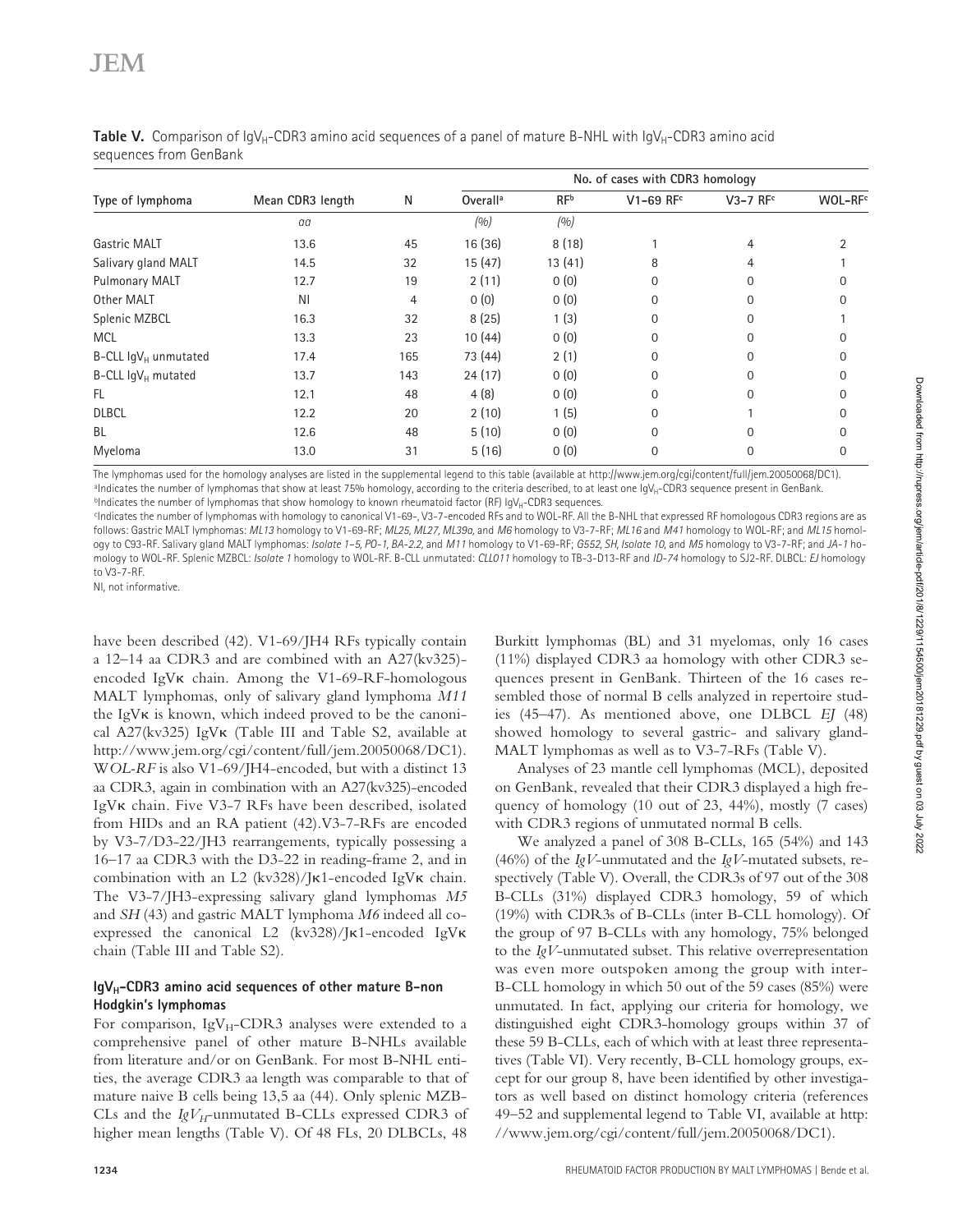**Table V.** Comparison of $IgV_H$-CDR3 amino acid sequences of a panel of mature B-NHL with $IgV_H$-CDR3 amino acid sequences from GenBank

| Type of lymphoma | Mean CDR3 length | N | No. of cases with CDR3 homology | | | | |
|---|---|---|---|---|---|---|---|
| | | | Overall[a] | RF[b] | V1-69 RF[c] | V3-7 RF[c] | WOL-RF[c] |
| | *aa* | | *(%)* | *(%)* | | | |
| Gastric MALT | 13.6 | 45 | 16 (36) | 8 (18) | 1 | 4 | 2 |
| Salivary gland MALT | 14.5 | 32 | 15 (47) | 13 (41) | 8 | 4 | 1 |
| Pulmonary MALT | 12.7 | 19 | 2 (11) | 0 (0) | 0 | 0 | 0 |
| Other MALT | NI | 4 | 0 (0) | 0 (0) | 0 | 0 | 0 |
| Splenic MZBCL | 16.3 | 32 | 8 (25) | 1 (3) | 0 | 0 | 1 |
| MCL | 13.3 | 23 | 10 (44) | 0 (0) | 0 | 0 | 0 |
| B-CLL $IgV_H$ unmutated | 17.4 | 165 | 73 (44) | 2 (1) | 0 | 0 | 0 |
| B-CLL $IgV_H$ mutated | 13.7 | 143 | 24 (17) | 0 (0) | 0 | 0 | 0 |
| FL | 12.1 | 48 | 4 (8) | 0 (0) | 0 | 0 | 0 |
| DLBCL | 12.2 | 20 | 2 (10) | 1 (5) | 0 | 1 | 0 |
| BL | 12.6 | 48 | 5 (10) | 0 (0) | 0 | 0 | 0 |
| Myeloma | 13.0 | 31 | 5 (16) | 0 (0) | 0 | 0 | 0 |

The lymphomas used for the homology analyses are listed in the supplemental legend to this table (available at http://www.jem.org/cgi/content/full/jem.20050068/DC1).
[a]Indicates the number of lymphomas that show at least 75% homology, according to the criteria described, to at least one $IgV_H$-CDR3 sequence present in GenBank.
[b]Indicates the number of lymphomas that show homology to known rheumatoid factor (RF) $IgV_H$-CDR3 sequences.
[c]Indicates the number of lymphomas with homology to canonical V1-69-, V3-7-encoded RFs and to WOL-RF. All the B-NHL that expressed RF homologous CDR3 regions are as follows: Gastric MALT lymphomas: *ML13* homology to V1-69-RF; *ML25, ML27, ML39a,* and *M6* homology to V3-7-RF; *ML16* and *M41* homology to WOL-RF; and *ML15* homology to C93-RF. Salivary gland MALT lymphomas: *Isolate 1–5, PO-1, BA-2.2,* and *M11* homology to V1-69-RF; *G552, SH, Isolate 10,* and *M5* homology to V3-7-RF; and *JA-1* homology to WOL-RF. Splenic MZBCL: *Isolate 1* homology to WOL-RF. B-CLL unmutated: *CLL011* homology to TB-3-D13-RF and *ID-74* homology to SJ2-RF. DLBCL: *EJ* homology to V3-7-RF.
NI, not informative.

have been described (42). V1-69/JH4 RFs typically contain a 12–14 aa CDR3 and are combined with an A27(kv325)-encoded IgVκ chain. Among the V1-69-RF-homologous MALT lymphomas, only of salivary gland lymphoma *M11* the IgVκ is known, which indeed proved to be the canonical A27(kv325) IgVκ (Table III and Table S2, available at http://www.jem.org/cgi/content/full/jem.20050068/DC1). W*OL-RF* is also V1-69/JH4-encoded, but with a distinct 13 aa CDR3, again in combination with an A27(kv325)-encoded IgVκ chain. Five V3-7 RFs have been described, isolated from HIDs and an RA patient (42).V3-7-RFs are encoded by V3-7/D3-22/JH3 rearrangements, typically possessing a 16–17 aa CDR3 with the D3-22 in reading-frame 2, and in combination with an L2 (kv328)/Jκ1-encoded IgVκ chain. The V3-7/JH3-expressing salivary gland lymphomas *M5* and *SH* (43) and gastric MALT lymphoma *M6* indeed all coexpressed the canonical L2 (kv328)/Jκ1-encoded IgVκ chain (Table III and Table S2).

### $IgV_H$-CDR3 amino acid sequences of other mature B-non Hodgkin's lymphomas

For comparison, $IgV_H$-CDR3 analyses were extended to a comprehensive panel of other mature B-NHLs available from literature and/or on GenBank. For most B-NHL entities, the average CDR3 aa length was comparable to that of mature naive B cells being 13,5 aa (44). Only splenic MZBCLs and the $IgV_H$-unmutated B-CLLs expressed CDR3 of higher mean lengths (Table V). Of 48 FLs, 20 DLBCLs, 48 Burkitt lymphomas (BL) and 31 myelomas, only 16 cases (11%) displayed CDR3 aa homology with other CDR3 sequences present in GenBank. Thirteen of the 16 cases resembled those of normal B cells analyzed in repertoire studies (45–47). As mentioned above, one DLBCL *EJ* (48) showed homology to several gastric- and salivary gland-MALT lymphomas as well as to V3-7-RFs (Table V).

Analyses of 23 mantle cell lymphomas (MCL), deposited on GenBank, revealed that their CDR3 displayed a high frequency of homology (10 out of 23, 44%), mostly (7 cases) with CDR3 regions of unmutated normal B cells.

We analyzed a panel of 308 B-CLLs, 165 (54%) and 143 (46%) of the *IgV*-unmutated and the *IgV*-mutated subsets, respectively (Table V). Overall, the CDR3s of 97 out of the 308 B-CLLs (31%) displayed CDR3 homology, 59 of which (19%) with CDR3s of B-CLLs (inter B-CLL homology). Of the group of 97 B-CLLs with any homology, 75% belonged to the *IgV*-unmutated subset. This relative overrepresentation was even more outspoken among the group with inter-B-CLL homology in which 50 out of the 59 cases (85%) were unmutated. In fact, applying our criteria for homology, we distinguished eight CDR3-homology groups within 37 of these 59 B-CLLs, each of which with at least three representatives (Table VI). Very recently, B-CLL homology groups, except for our group 8, have been identified by other investigators as well based on distinct homology criteria (references 49–52 and supplemental legend to Table VI, available at http://www.jem.org/cgi/content/full/jem.20050068/DC1).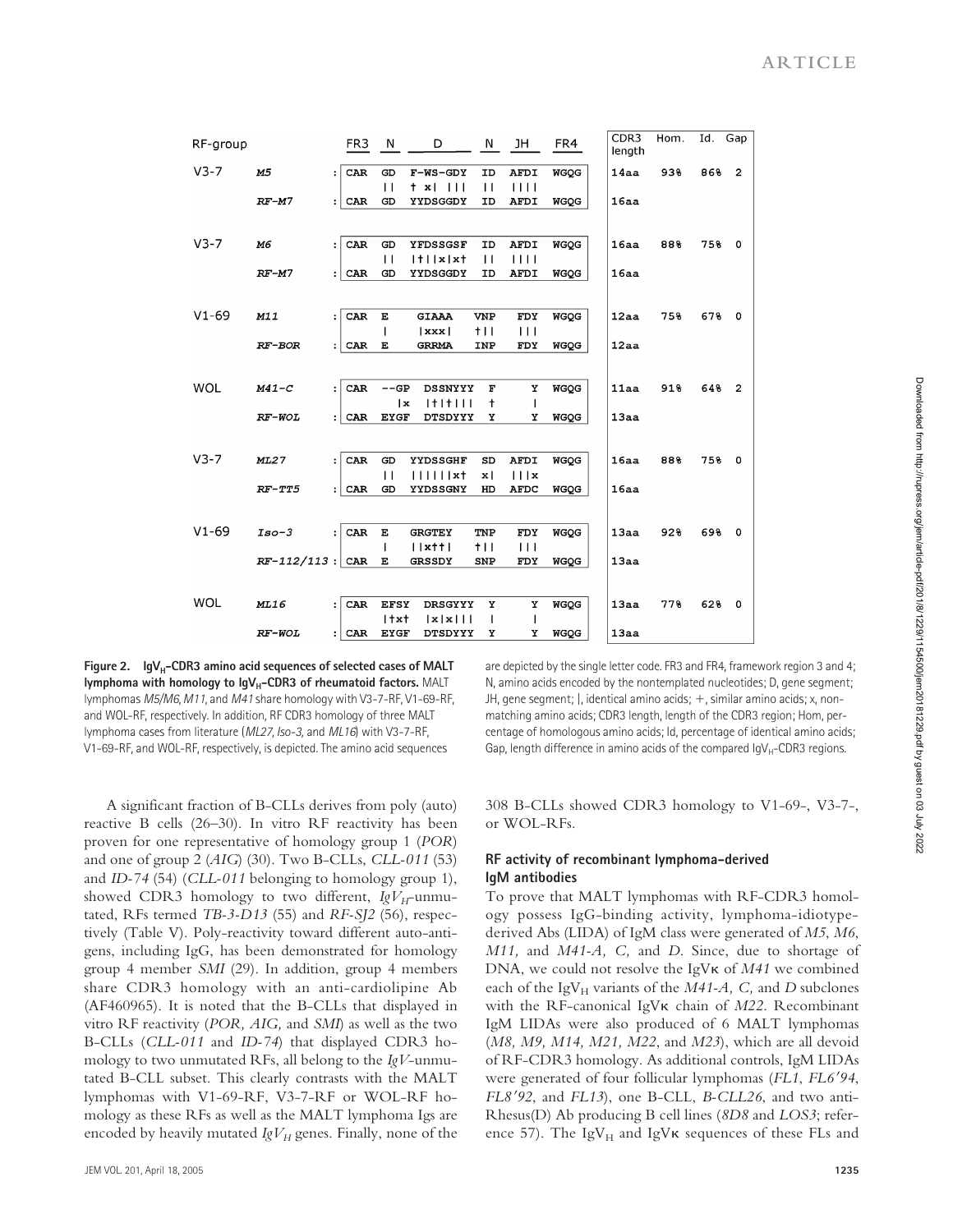| RF-group | | FR3 | N | D | N | JH | FR4 | CDR3 length | Hom. | Id. | Gap |
|---|---|---|---|---|---|---|---|---|---|---|---|
| V3-7 | *M5* | CAR | GD | F-WS-GDY | ID | AFDI | WGQG | 14aa | 93% | 86% | 2 |
| | | | \|\| | † x\| \|\|\| | \|\| | \|\|\|\| | | | | | |
| | *RF-M7* | CAR | GD | YYDSGGDY | ID | AFDI | WGQG | 16aa | | | |
| V3-7 | *M6* | CAR | GD | YFDSSGSF | ID | AFDI | WGQG | 16aa | 88% | 75% | 0 |
| | | | \|\| | \|†\|\|x\|x† | \|\| | \|\|\|\| | | | | | |
| | *RF-M7* | CAR | GD | YYDSGGDY | ID | AFDI | WGQG | 16aa | | | |
| V1-69 | *M11* | CAR | E | GIAAA | VNP | FDY | WGQG | 12aa | 75% | 67% | 0 |
| | | | \| | \|xxx\| | †\|\| | \|\|\| | | | | | |
| | *RF-BOR* | CAR | E | GRRMA | INP | FDY | WGQG | 12aa | | | |
| WOL | *M41-C* | CAR | --GP | DSSNYYY | F | Y | WGQG | 11aa | 91% | 64% | 2 |
| | | | \|x | \|†\|†\|\|\| | † | \| | | | | | |
| | *RF-WOL* | CAR | EYGF | DTSDYYY | Y | Y | WGQG | 13aa | | | |
| V3-7 | *ML27* | CAR | GD | YYDSSGHF | SD | AFDI | WGQG | 16aa | 88% | 75% | 0 |
| | | | \|\| | \|\|\|\|\|\|x† | x\| | \|\|\|x | | | | | |
| | *RF-TT5* | CAR | GD | YYDSSGNY | HD | AFDC | WGQG | 16aa | | | |
| V1-69 | *Iso-3* | CAR | E | GRGTEY | TNP | FDY | WGQG | 13aa | 92% | 69% | 0 |
| | | | \| | \|\|x††\| | †\|\| | \|\|\| | | | | | |
| | *RF-112/113* | CAR | E | GRSSDY | SNP | FDY | WGQG | 13aa | | | |
| WOL | *ML16* | CAR | EFSY | DRSGYYY | Y | Y | WGQG | 13aa | 77% | 62% | 0 |
| | | | \|†x† | \|x\|x\|\|\| | \| | \| | | | | | |
| | *RF-WOL* | CAR | EYGF | DTSDYYY | Y | Y | WGQG | 13aa | | | |

**Figure 2. IgV$_H$-CDR3 amino acid sequences of selected cases of MALT lymphoma with homology to IgV$_H$-CDR3 of rheumatoid factors.** MALT lymphomas *M5/M6*, *M11*, and *M41* share homology with V3-7-RF, V1-69-RF, and WOL-RF, respectively. In addition, RF CDR3 homology of three MALT lymphoma cases from literature (*ML27*, *Iso-3*, and *ML16*) with V3-7-RF, V1-69-RF, and WOL-RF, respectively, is depicted. The amino acid sequences are depicted by the single letter code. FR3 and FR4, framework region 3 and 4; N, amino acids encoded by the nontemplated nucleotides; D, gene segment; JH, gene segment; |, identical amino acids; +, similar amino acids; x, non-matching amino acids; CDR3 length, length of the CDR3 region; Hom, percentage of homologous amino acids; Id, percentage of identical amino acids; Gap, length difference in amino acids of the compared IgV$_H$-CDR3 regions.

A significant fraction of B-CLLs derives from poly (auto) reactive B cells (26–30). In vitro RF reactivity has been proven for one representative of homology group 1 (*POR*) and one of group 2 (*AIG*) (30). Two B-CLLs, *CLL-011* (53) and *ID-74* (54) (*CLL-011* belonging to homology group 1), showed CDR3 homology to two different, *IgV$_H$*-unmutated, RFs termed *TB-3-D13* (55) and *RF-SJ2* (56), respectively (Table V). Poly-reactivity toward different auto-antigens, including IgG, has been demonstrated for homology group 4 member *SMI* (29). In addition, group 4 members share CDR3 homology with an anti-cardiolipine Ab (AF460965). It is noted that the B-CLLs that displayed in vitro RF reactivity (*POR, AIG,* and *SMI*) as well as the two B-CLLs (*CLL-011* and *ID-74*) that displayed CDR3 homology to two unmutated RFs, all belong to the *IgV*-unmutated B-CLL subset. This clearly contrasts with the MALT lymphomas with V1-69-RF, V3-7-RF or WOL-RF homology as these RFs as well as the MALT lymphoma Igs are encoded by heavily mutated *IgV$_H$* genes. Finally, none of the 308 B-CLLs showed CDR3 homology to V1-69-, V3-7-, or WOL-RFs.

### RF activity of recombinant lymphoma-derived IgM antibodies

To prove that MALT lymphomas with RF-CDR3 homology possess IgG-binding activity, lymphoma-idiotype-derived Abs (LIDA) of IgM class were generated of *M5*, *M6*, *M11*, and *M41-A, C,* and *D*. Since, due to shortage of DNA, we could not resolve the IgVκ of *M41* we combined each of the IgV$_H$ variants of the *M41-A, C,* and *D* subclones with the RF-canonical IgVκ chain of *M22*. Recombinant IgM LIDAs were also produced of 6 MALT lymphomas (*M8, M9, M14, M21, M22,* and *M23*), which are all devoid of RF-CDR3 homology. As additional controls, IgM LIDAs were generated of four follicular lymphomas (*FL1*, *FL6′94*, *FL8′92*, and *FL13*), one B-CLL, *B-CLL26*, and two anti-Rhesus(D) Ab producing B cell lines (*8D8* and *LOS3*; reference 57). The IgV$_H$ and IgVκ sequences of these FLs and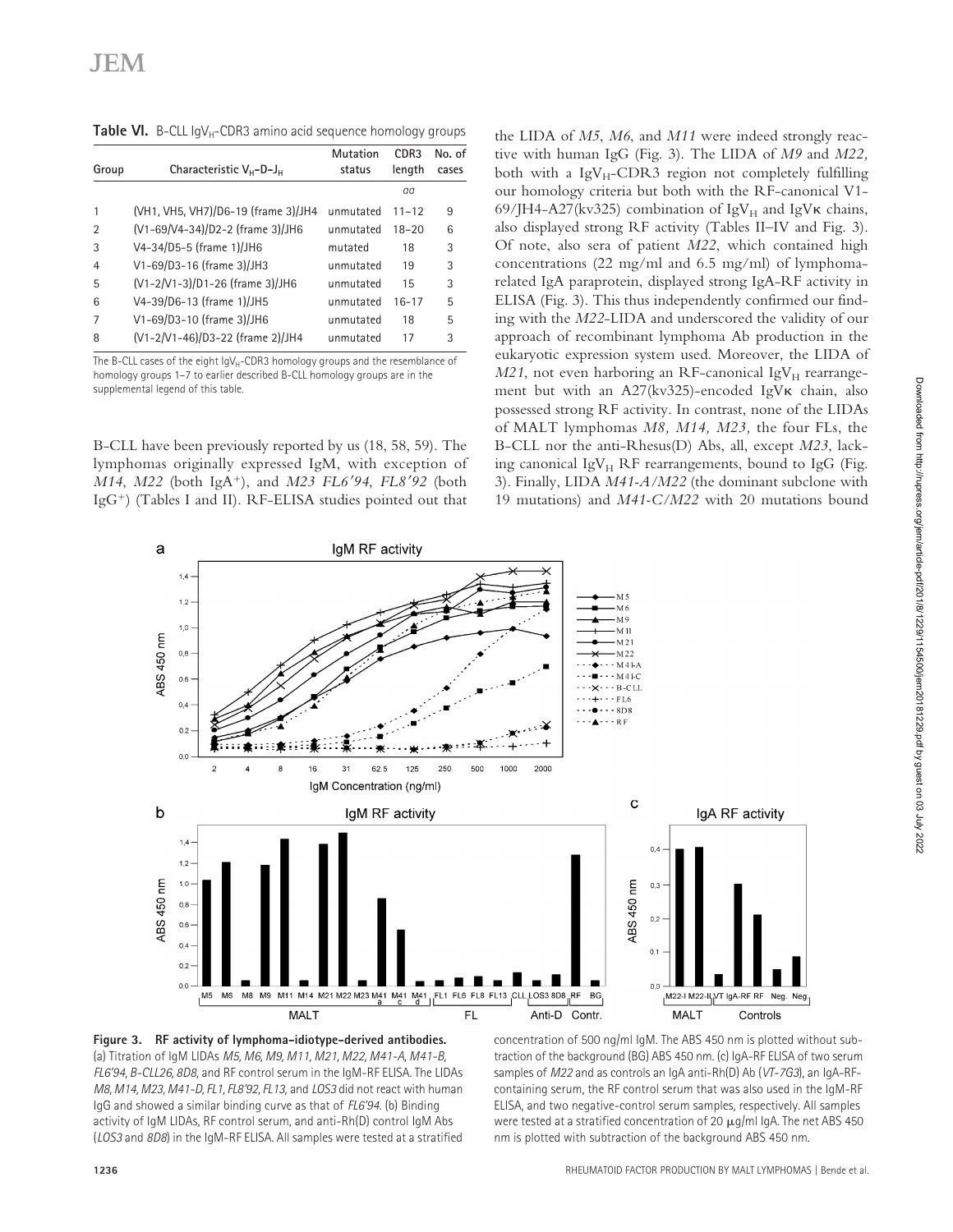**Table VI.** B-CLL $IgV_H$-CDR3 amino acid sequence homology groups

| Group | Characteristic $V_H$–D–$J_H$ | Mutation status | CDR3 length | No. of cases |
|---|---|---|---|---|
| | | | *aa* | |
| 1 | (VH1, VH5, VH7)/D6-19 (frame 3)/JH4 | unmutated | 11–12 | 9 |
| 2 | (V1-69/V4-34)/D2-2 (frame 3)/JH6 | unmutated | 18–20 | 6 |
| 3 | V4-34/D5-5 (frame 1)/JH6 | mutated | 18 | 3 |
| 4 | V1-69/D3-16 (frame 3)/JH3 | unmutated | 19 | 3 |
| 5 | (V1-2/V1-3)/D1-26 (frame 3)/JH6 | unmutated | 15 | 3 |
| 6 | V4-39/D6-13 (frame 1)/JH5 | unmutated | 16–17 | 5 |
| 7 | V1-69/D3-10 (frame 3)/JH6 | unmutated | 18 | 5 |
| 8 | (V1-2/V1-46)/D3-22 (frame 2)/JH4 | unmutated | 17 | 3 |

The B-CLL cases of the eight $IgV_H$-CDR3 homology groups and the resemblance of homology groups 1–7 to earlier described B-CLL homology groups are in the supplemental legend of this table.

B-CLL have been previously reported by us (18, 58, 59). The lymphomas originally expressed IgM, with exception of *M14*, *M22* (both IgA⁺), and *M23 FL6′94*, *FL8′92* (both IgG⁺) (Tables I and II). RF-ELISA studies pointed out that the LIDA of *M5*, *M6*, and *M11* were indeed strongly reactive with human IgG (Fig. 3). The LIDA of *M9* and *M22*, both with a $IgV_H$-CDR3 region not completely fulfilling our homology criteria but both with the RF-canonical V1-69/JH4-A27(kv325) combination of $IgV_H$ and $IgV\kappa$ chains, also displayed strong RF activity (Tables II–IV and Fig. 3). Of note, also sera of patient *M22*, which contained high concentrations (22 mg/ml and 6.5 mg/ml) of lymphoma-related IgA paraprotein, displayed strong IgA-RF activity in ELISA (Fig. 3). This thus independently confirmed our finding with the *M22*-LIDA and underscored the validity of our approach of recombinant lymphoma Ab production in the eukaryotic expression system used. Moreover, the LIDA of *M21*, not even harboring an RF-canonical $IgV_H$ rearrangement but with an A27(kv325)-encoded $IgV\kappa$ chain, also possessed strong RF activity. In contrast, none of the LIDAs of MALT lymphomas *M8, M14, M23*, the four FLs, the B-CLL nor the anti-Rhesus(D) Abs, all, except *M23*, lacking canonical $IgV_H$ RF rearrangements, bound to IgG (Fig. 3). Finally, LIDA *M41-A/M22* (the dominant subclone with 19 mutations) and *M41-C/M22* with 20 mutations bound

**Figure 3. RF activity of lymphoma-idiotype-derived antibodies.** (a) Titration of IgM LIDAs *M5, M6, M9, M11, M21, M22, M41-A, M41-B, FL6′94, B-CLL26, 8D8,* and RF control serum in the IgM-RF ELISA. The LIDAs *M8, M14, M23, M41-D, FL1, FL8′92, FL13,* and *LOS3* did not react with human IgG and showed a similar binding curve as that of *FL6′94*. (b) Binding activity of IgM LIDAs, RF control serum, and anti-Rh(D) control IgM Abs (*LOS3* and *8D8*) in the IgM-RF ELISA. All samples were tested at a stratified concentration of 500 ng/ml IgM. The ABS 450 nm is plotted without subtraction of the background (BG) ABS 450 nm. (c) IgA-RF ELISA of two serum samples of *M22* and as controls an IgA anti-Rh(D) Ab (*VT-7G3*), an IgA-RF-containing serum, the RF control serum that was also used in the IgM-RF ELISA, and two negative-control serum samples, respectively. All samples were tested at a stratified concentration of 20 μg/ml IgA. The net ABS 450 nm is plotted with subtraction of the background ABS 450 nm.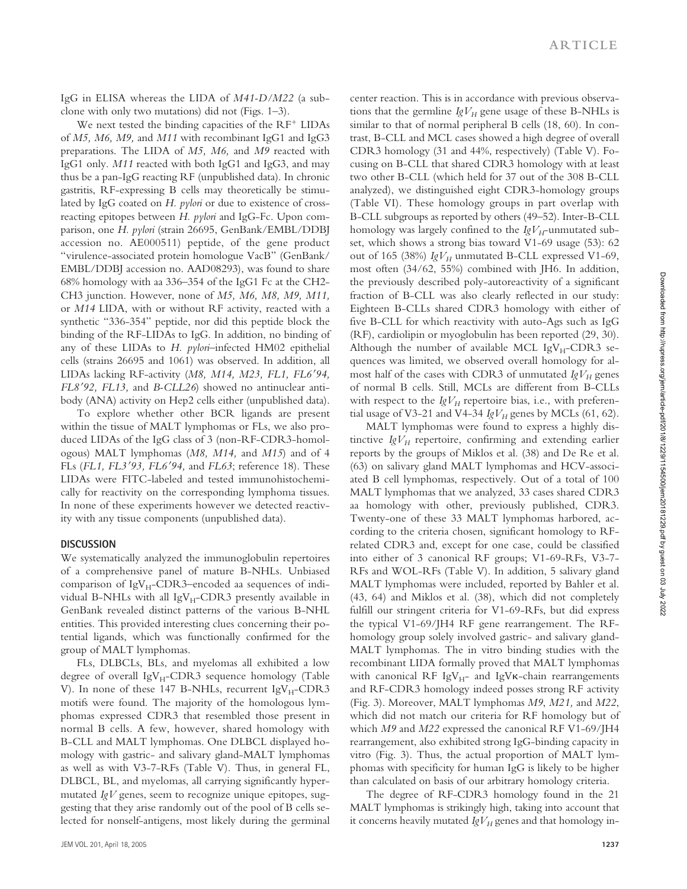IgG in ELISA whereas the LIDA of *M41-D/M22* (a subclone with only two mutations) did not (Figs. 1–3).

We next tested the binding capacities of the RF+ LIDAs of *M5, M6, M9,* and *M11* with recombinant IgG1 and IgG3 preparations. The LIDA of *M5, M6,* and *M9* reacted with IgG1 only. *M11* reacted with both IgG1 and IgG3, and may thus be a pan-IgG reacting RF (unpublished data). In chronic gastritis, RF-expressing B cells may theoretically be stimulated by IgG coated on *H. pylori* or due to existence of cross-reacting epitopes between *H. pylori* and IgG-Fc. Upon comparison, one *H. pylori* (strain 26695, GenBank/EMBL/DDBJ accession no. AE000511) peptide, of the gene product "virulence-associated protein homologue VacB" (GenBank/EMBL/DDBJ accession no. AAD08293), was found to share 68% homology with aa 336–354 of the IgG1 Fc at the CH2-CH3 junction. However, none of *M5, M6, M8, M9, M11,* or *M14* LIDA, with or without RF activity, reacted with a synthetic "336-354" peptide, nor did this peptide block the binding of the RF-LIDAs to IgG. In addition, no binding of any of these LIDAs to *H. pylori*–infected HM02 epithelial cells (strains 26695 and 1061) was observed. In addition, all LIDAs lacking RF-activity (*M8, M14, M23, FL1, FL6'94, FL8'92, FL13,* and *B-CLL26*) showed no antinuclear antibody (ANA) activity on Hep2 cells either (unpublished data).

To explore whether other BCR ligands are present within the tissue of MALT lymphomas or FLs, we also produced LIDAs of the IgG class of 3 (non-RF-CDR3-homologous) MALT lymphomas (*M8, M14,* and *M15*) and of 4 FLs (*FL1, FL3'93, FL6'94,* and *FL63*; reference 18). These LIDAs were FITC-labeled and tested immunohistochemically for reactivity on the corresponding lymphoma tissues. In none of these experiments however we detected reactivity with any tissue components (unpublished data).

## DISCUSSION

We systematically analyzed the immunoglobulin repertoires of a comprehensive panel of mature B-NHLs. Unbiased comparison of $IgV_H$-CDR3–encoded aa sequences of individual B-NHLs with all $IgV_H$-CDR3 presently available in GenBank revealed distinct patterns of the various B-NHL entities. This provided interesting clues concerning their potential ligands, which was functionally confirmed for the group of MALT lymphomas.

FLs, DLBCLs, BLs, and myelomas all exhibited a low degree of overall $IgV_H$-CDR3 sequence homology (Table V). In none of these 147 B-NHLs, recurrent $IgV_H$-CDR3 motifs were found. The majority of the homologous lymphomas expressed CDR3 that resembled those present in normal B cells. A few, however, shared homology with B-CLL and MALT lymphomas. One DLBCL displayed homology with gastric- and salivary gland-MALT lymphomas as well as with V3-7-RFs (Table V). Thus, in general FL, DLBCL, BL, and myelomas, all carrying significantly hypermutated *IgV* genes, seem to recognize unique epitopes, suggesting that they arise randomly out of the pool of B cells selected for nonself-antigens, most likely during the germinal center reaction. This is in accordance with previous observations that the germline $IgV_H$ gene usage of these B-NHLs is similar to that of normal peripheral B cells (18, 60). In contrast, B-CLL and MCL cases showed a high degree of overall CDR3 homology (31 and 44%, respectively) (Table V). Focusing on B-CLL that shared CDR3 homology with at least two other B-CLL (which held for 37 out of the 308 B-CLL analyzed), we distinguished eight CDR3-homology groups (Table VI). These homology groups in part overlap with B-CLL subgroups as reported by others (49–52). Inter-B-CLL homology was largely confined to the $IgV_H$-unmutated subset, which shows a strong bias toward V1-69 usage (53): 62 out of 165 (38%) $IgV_H$ unmutated B-CLL expressed V1-69, most often (34/62, 55%) combined with JH6. In addition, the previously described poly-autoreactivity of a significant fraction of B-CLL was also clearly reflected in our study: Eighteen B-CLLs shared CDR3 homology with either of five B-CLL for which reactivity with auto-Ags such as IgG (RF), cardiolipin or myoglobulin has been reported (29, 30). Although the number of available MCL $IgV_H$-CDR3 sequences was limited, we observed overall homology for almost half of the cases with CDR3 of unmutated $IgV_H$ genes of normal B cells. Still, MCLs are different from B-CLLs with respect to the $IgV_H$ repertoire bias, i.e., with preferential usage of V3-21 and V4-34 $IgV_H$ genes by MCLs (61, 62).

MALT lymphomas were found to express a highly distinctive $IgV_H$ repertoire, confirming and extending earlier reports by the groups of Miklos et al. (38) and De Re et al. (63) on salivary gland MALT lymphomas and HCV-associated B cell lymphomas, respectively. Out of a total of 100 MALT lymphomas that we analyzed, 33 cases shared CDR3 aa homology with other, previously published, CDR3. Twenty-one of these 33 MALT lymphomas harbored, according to the criteria chosen, significant homology to RF-related CDR3 and, except for one case, could be classified into either of 3 canonical RF groups; V1-69-RFs, V3-7-RFs and WOL-RFs (Table V). In addition, 5 salivary gland MALT lymphomas were included, reported by Bahler et al. (43, 64) and Miklos et al. (38), which did not completely fulfill our stringent criteria for V1-69-RFs, but did express the typical V1-69/JH4 RF gene rearrangement. The RF-homology group solely involved gastric- and salivary gland-MALT lymphomas. The in vitro binding studies with the recombinant LIDA formally proved that MALT lymphomas with canonical RF $IgV_H$- and IgVκ-chain rearrangements and RF-CDR3 homology indeed posses strong RF activity (Fig. 3). Moreover, MALT lymphomas *M9, M21,* and *M22*, which did not match our criteria for RF homology but of which *M9* and *M22* expressed the canonical RF V1-69/JH4 rearrangement, also exhibited strong IgG-binding capacity in vitro (Fig. 3). Thus, the actual proportion of MALT lymphomas with specificity for human IgG is likely to be higher than calculated on basis of our arbitrary homology criteria.

The degree of RF-CDR3 homology found in the 21 MALT lymphomas is strikingly high, taking into account that it concerns heavily mutated $IgV_H$ genes and that homology in-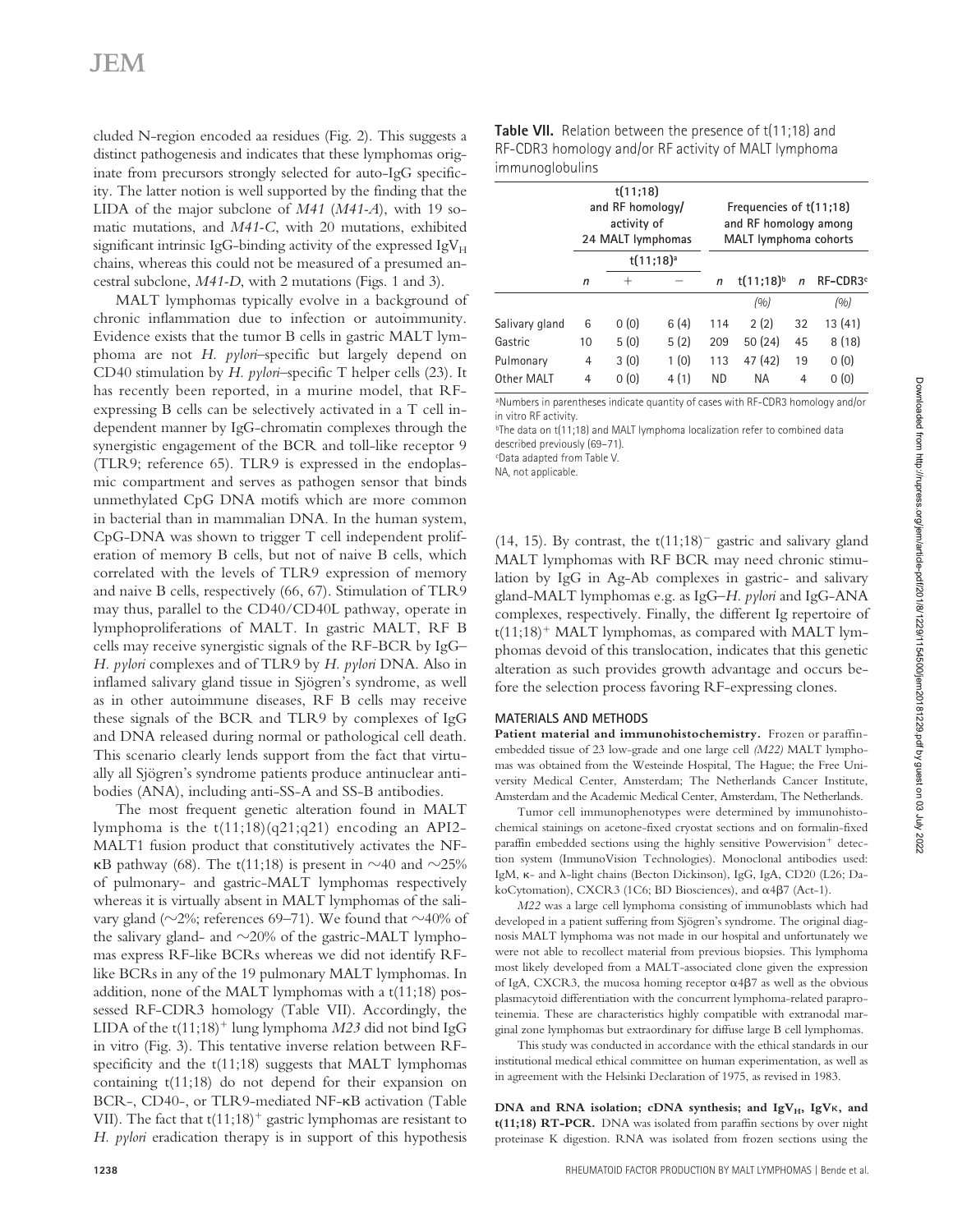cluded N-region encoded aa residues (Fig. 2). This suggests a distinct pathogenesis and indicates that these lymphomas originate from precursors strongly selected for auto-IgG specificity. The latter notion is well supported by the finding that the LIDA of the major subclone of *M41* (*M41-A*), with 19 somatic mutations, and *M41-C*, with 20 mutations, exhibited significant intrinsic IgG-binding activity of the expressed $IgV_H$ chains, whereas this could not be measured of a presumed ancestral subclone, *M41-D*, with 2 mutations (Figs. 1 and 3).

MALT lymphomas typically evolve in a background of chronic inflammation due to infection or autoimmunity. Evidence exists that the tumor B cells in gastric MALT lymphoma are not *H. pylori*–specific but largely depend on CD40 stimulation by *H. pylori*–specific T helper cells (23). It has recently been reported, in a murine model, that RF-expressing B cells can be selectively activated in a T cell independent manner by IgG-chromatin complexes through the synergistic engagement of the BCR and toll-like receptor 9 (TLR9; reference 65). TLR9 is expressed in the endoplasmic compartment and serves as pathogen sensor that binds unmethylated CpG DNA motifs which are more common in bacterial than in mammalian DNA. In the human system, CpG-DNA was shown to trigger T cell independent proliferation of memory B cells, but not of naive B cells, which correlated with the levels of TLR9 expression of memory and naive B cells, respectively (66, 67). Stimulation of TLR9 may thus, parallel to the CD40/CD40L pathway, operate in lymphoproliferations of MALT. In gastric MALT, RF B cells may receive synergistic signals of the RF-BCR by IgG–*H. pylori* complexes and of TLR9 by *H. pylori* DNA. Also in inflamed salivary gland tissue in Sjögren's syndrome, as well as in other autoimmune diseases, RF B cells may receive these signals of the BCR and TLR9 by complexes of IgG and DNA released during normal or pathological cell death. This scenario clearly lends support from the fact that virtually all Sjögren's syndrome patients produce antinuclear antibodies (ANA), including anti-SS-A and SS-B antibodies.

The most frequent genetic alteration found in MALT lymphoma is the t(11;18)(q21;q21) encoding an API2-MALT1 fusion product that constitutively activates the NF-κB pathway (68). The t(11;18) is present in ~40 and ~25% of pulmonary- and gastric-MALT lymphomas respectively whereas it is virtually absent in MALT lymphomas of the salivary gland (~2%; references 69–71). We found that ~40% of the salivary gland- and ~20% of the gastric-MALT lymphomas express RF-like BCRs whereas we did not identify RF-like BCRs in any of the 19 pulmonary MALT lymphomas. In addition, none of the MALT lymphomas with a t(11;18) possessed RF-CDR3 homology (Table VII). Accordingly, the LIDA of the t(11;18)$^+$ lung lymphoma *M23* did not bind IgG in vitro (Fig. 3). This tentative inverse relation between RF-specificity and the t(11;18) suggests that MALT lymphomas containing t(11;18) do not depend for their expansion on BCR-, CD40-, or TLR9-mediated NF-κB activation (Table VII). The fact that t(11;18)$^+$ gastric lymphomas are resistant to *H. pylori* eradication therapy is in support of this hypothesis

**Table VII.** Relation between the presence of t(11;18) and RF-CDR3 homology and/or RF activity of MALT lymphoma immunoglobulins

| | t(11;18) and RF homology/ activity of 24 MALT lymphomas | | | Frequencies of t(11;18) and RF homology among MALT lymphoma cohorts | | | |
|---|---|---|---|---|---|---|---|
| | | t(11;18)[a] | | | | | |
| | n | + | − | n | t(11;18)[b] | n | RF-CDR3[c] |
| | | | | | (%) | | (%) |
| Salivary gland | 6 | 0 (0) | 6 (4) | 114 | 2 (2) | 32 | 13 (41) |
| Gastric | 10 | 5 (0) | 5 (2) | 209 | 50 (24) | 45 | 8 (18) |
| Pulmonary | 4 | 3 (0) | 1 (0) | 113 | 47 (42) | 19 | 0 (0) |
| Other MALT | 4 | 0 (0) | 4 (1) | ND | NA | 4 | 0 (0) |

[a]Numbers in parentheses indicate quantity of cases with RF-CDR3 homology and/or in vitro RF activity.
[b]The data on t(11;18) and MALT lymphoma localization refer to combined data described previously (69–71).
[c]Data adapted from Table V.
NA, not applicable.

(14, 15). By contrast, the t(11;18)$^-$ gastric and salivary gland MALT lymphomas with RF BCR may need chronic stimulation by IgG in Ag-Ab complexes in gastric- and salivary gland-MALT lymphomas e.g. as IgG–*H. pylori* and IgG-ANA complexes, respectively. Finally, the different Ig repertoire of t(11;18)$^+$ MALT lymphomas, as compared with MALT lymphomas devoid of this translocation, indicates that this genetic alteration as such provides growth advantage and occurs before the selection process favoring RF-expressing clones.

## MATERIALS AND METHODS

**Patient material and immunohistochemistry.** Frozen or paraffin-embedded tissue of 23 low-grade and one large cell *(M22)* MALT lymphomas was obtained from the Westeinde Hospital, The Hague; the Free University Medical Center, Amsterdam; The Netherlands Cancer Institute, Amsterdam and the Academic Medical Center, Amsterdam, The Netherlands.

Tumor cell immunophenotypes were determined by immunohistochemical stainings on acetone-fixed cryostat sections and on formalin-fixed paraffin embedded sections using the highly sensitive Powervision$^+$ detection system (ImmunoVision Technologies). Monoclonal antibodies used: IgM, κ- and λ-light chains (Becton Dickinson), IgG, IgA, CD20 (L26; DakoCytomation), CXCR3 (1C6; BD Biosciences), and α4β7 (Act-1).

*M22* was a large cell lymphoma consisting of immunoblasts which had developed in a patient suffering from Sjögren's syndrome. The original diagnosis MALT lymphoma was not made in our hospital and unfortunately we were not able to recollect material from previous biopsies. This lymphoma most likely developed from a MALT-associated clone given the expression of IgA, CXCR3, the mucosa homing receptor α4β7 as well as the obvious plasmacytoid differentiation with the concurrent lymphoma-related paraproteinemia. These are characteristics highly compatible with extranodal marginal zone lymphomas but extraordinary for diffuse large B cell lymphomas.

This study was conducted in accordance with the ethical standards in our institutional medical ethical committee on human experimentation, as well as in agreement with the Helsinki Declaration of 1975, as revised in 1983.

**DNA and RNA isolation; cDNA synthesis; and $IgV_H$, IgVκ, and t(11;18) RT-PCR.** DNA was isolated from paraffin sections by over night proteinase K digestion. RNA was isolated from frozen sections using the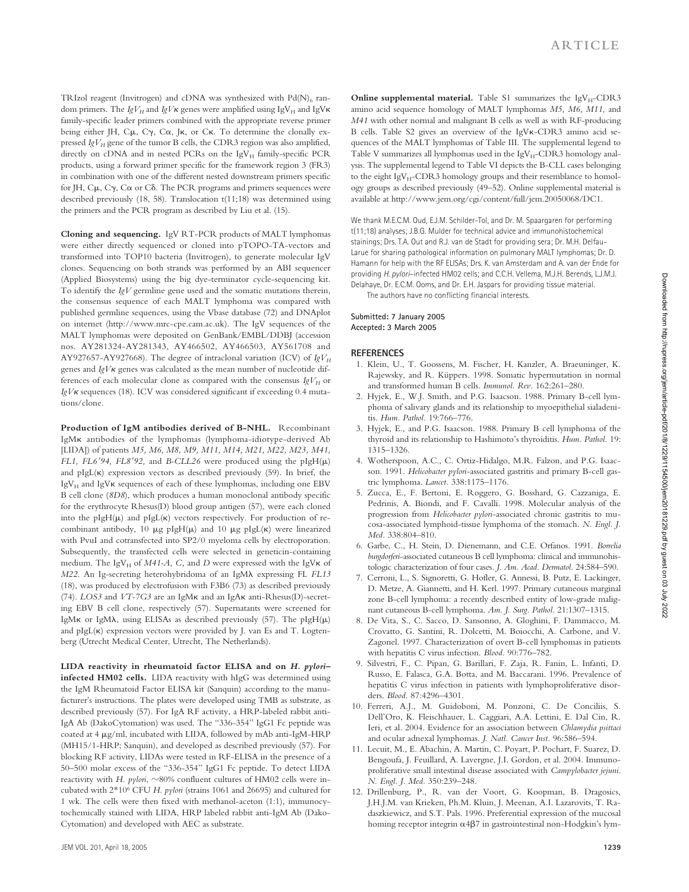TRIzol reagent (Invitrogen) and cDNA was synthesized with $Pd(N)_6$ random primers. The $IgV_H$ and $IgV\kappa$ genes were amplified using $IgV_H$ and $IgV\kappa$ family-specific leader primers combined with the appropriate reverse primer being either JH, $C\mu$, $C\gamma$, $C\alpha$, $J\kappa$, or $C\kappa$. To determine the clonally expressed $IgV_H$ gene of the tumor B cells, the CDR3 region was also amplified, directly on cDNA and in nested PCRs on the $IgV_H$ family-specific PCR products, using a forward primer specific for the framework region 3 (FR3) in combination with one of the different nested downstream primers specific for JH, $C\mu$, $C\gamma$, $C\alpha$ or $C\delta$. The PCR programs and primers sequences were described previously (18, 58). Translocation t(11;18) was determined using the primers and the PCR program as described by Liu et al. (15).

**Cloning and sequencing.** IgV RT-PCR products of MALT lymphomas were either directly sequenced or cloned into pTOPO-TA-vectors and transformed into TOP10 bacteria (Invitrogen), to generate molecular IgV clones. Sequencing on both strands was performed by an ABI sequencer (Applied Biosystems) using the big dye-terminator cycle-sequencing kit. To identify the *IgV* germline gene used and the somatic mutations therein, the consensus sequence of each MALT lymphoma was compared with published germline sequences, using the Vbase database (72) and DNAplot on internet (http://www.mrc-cpe.cam.ac.uk). The IgV sequences of the MALT lymphomas were deposited on GenBank/EMBL/DDBJ (accession nos. AY281324-AY281343, AY466502, AY466503, AY561708 and AY927657-AY927668). The degree of intraclonal variation (ICV) of $IgV_H$ genes and $IgV\kappa$ genes was calculated as the mean number of nucleotide differences of each molecular clone as compared with the consensus $IgV_H$ or $IgV\kappa$ sequences (18). ICV was considered significant if exceeding 0.4 mutations/clone.

**Production of IgM antibodies derived of B-NHL.** Recombinant $IgM\kappa$ antibodies of the lymphomas (lymphoma-idiotype-derived Ab [LIDA]) of patients *M5, M6, M8, M9, M11, M14, M21, M22, M23, M41, FL1, FL6′94, FL8′92,* and *B-CLL26* were produced using the $pIgH(\mu)$ and $pIgL(\kappa)$ expression vectors as described previously (59). In brief, the $IgV_H$ and $IgV\kappa$ sequences of each of these lymphomas, including one EBV B cell clone (*8D8*), which produces a human monoclonal antibody specific for the erythrocyte Rhesus(D) blood group antigen (57), were each cloned into the $pIgH(\mu)$ and $pIgL(\kappa)$ vectors respectively. For production of recombinant antibody, 10 μg $pIgH(\mu)$ and 10 μg $pIgL(\kappa)$ were linearized with PvuI and cotransfected into SP2/0 myeloma cells by electroporation. Subsequently, the transfected cells were selected in geneticin-containing medium. The $IgV_H$ of *M41-A, C,* and *D* were expressed with the $IgV\kappa$ of *M22.* An Ig-secreting heterohybridoma of an $IgM\lambda$ expressing FL *FL13* (18), was produced by electrofusion with F3B6 (73) as described previously (74). *LOS3* and *VT-7G3* are an $IgM\kappa$ and an $IgA\kappa$ anti-Rhesus(D)-secreting EBV B cell clone, respectively (57). Supernatants were screened for $IgM\kappa$ or $IgM\lambda$, using ELISAs as described previously (57). The $pIgH(\mu)$ and $pIgL(\kappa)$ expression vectors were provided by J. van Es and T. Logtenberg (Utrecht Medical Center, Utrecht, The Netherlands).

**LIDA reactivity in rheumatoid factor ELISA and on *H. pylori*–infected HM02 cells.** LIDA reactivity with hIgG was determined using the IgM Rheumatoid Factor ELISA kit (Sanquin) according to the manufacturer's instructions. The plates were developed using TMB as substrate, as described previously (57). For IgA RF activity, a HRP-labeled rabbit anti-IgA Ab (DakoCytomation) was used. The "336-354" IgG1 Fc peptide was coated at 4 μg/ml, incubated with LIDA, followed by mAb anti-IgM-HRP (MH15/1-HRP; Sanquin), and developed as described previously (57). For blocking RF activity, LIDAs were tested in RF-ELISA in the presence of a 50–500 molar excess of the "336-354" IgG1 Fc peptide. To detect LIDA reactivity with *H. pylori*, ~80% confluent cultures of HM02 cells were incubated with $2*10^6$ CFU *H. pylori* (strains 1061 and 26695) and cultured for 1 wk. The cells were then fixed with methanol-aceton (1:1), immunocytochemically stained with LIDA, HRP labeled rabbit anti-IgM Ab (DakoCytomation) and developed with AEC as substrate.

**Online supplemental material.** Table S1 summarizes the $IgV_H$-CDR3 amino acid sequence homology of MALT lymphomas *M5, M6, M11,* and *M41* with other normal and malignant B cells as well as with RF-producing B cells. Table S2 gives an overview of the $IgV\kappa$-CDR3 amino acid sequences of the MALT lymphomas of Table III. The supplemental legend to Table V summarizes all lymphomas used in the $IgV_H$-CDR3 homology analysis. The supplemental legend to Table VI depicts the B-CLL cases belonging to the eight $IgV_H$-CDR3 homology groups and their resemblance to homology groups as described previously (49–52). Online supplemental material is available at http://www.jem.org/cgi/content/full/jem.20050068/DC1.

We thank M.E.C.M. Oud, E.J.M. Schilder-Tol, and Dr. M. Spaargaren for performing t(11;18) analyses; J.B.G. Mulder for technical advice and immunohistochemical stainings; Drs. T.A. Out and R.J. van de Stadt for providing sera; Dr. M.H. Delfau-Larue for sharing pathological information on pulmonary MALT lymphomas; Dr. D. Hamann for help with the RF ELISAs; Drs. K. van Amsterdam and A. van der Ende for providing *H. pylori*-infected HM02 cells; and C.C.H. Vellema, M.J.H. Berends, L.J.M.J. Delahaye, Dr. E.C.M. Ooms, and Dr. E.H. Jaspars for providing tissue material.

The authors have no conflicting financial interests.

Submitted: 7 January 2005
Accepted: 3 March 2005

## REFERENCES

1. Klein, U., T. Goossens, M. Fischer, H. Kanzler, A. Braeuninger, K. Rajewsky, and R. Küppers. 1998. Somatic hypermutation in normal and transformed human B cells. *Immunol. Rev.* 162:261–280.
2. Hyjek, E., W.J. Smith, and P.G. Isaacson. 1988. Primary B-cell lymphoma of salivary glands and its relationship to myoepithelial sialadenitis. *Hum. Pathol.* 19:766–776.
3. Hyjek, E., and P.G. Isaacson. 1988. Primary B cell lymphoma of the thyroid and its relationship to Hashimoto's thyroiditis. *Hum. Pathol.* 19: 1315–1326.
4. Wotherspoon, A.C., C. Ortiz-Hidalgo, M.R. Falzon, and P.G. Isaacson. 1991. *Helicobacter pylori*-associated gastritis and primary B-cell gastric lymphoma. *Lancet.* 338:1175–1176.
5. Zucca, E., F. Bertoni, E. Roggero, G. Bosshard, G. Cazzaniga, E. Pedrinis, A. Biondi, and F. Cavalli. 1998. Molecular analysis of the progression from *Helicobacter pylori*-associated chronic gastritis to mucosa-associated lymphoid-tissue lymphoma of the stomach. *N. Engl. J. Med.* 338:804–810.
6. Garbe, C., H. Stein, D. Dienemann, and C.E. Orfanos. 1991. *Borrelia burgdorferi*-associated cutaneous B cell lymphoma: clinical and immunohistologic characterization of four cases. *J. Am. Acad. Dermatol.* 24:584–590.
7. Cerroni, L., S. Signoretti, G. Hofler, G. Annessi, B. Putz, E. Lackinger, D. Metze, A. Giannetti, and H. Kerl. 1997. Primary cutaneous marginal zone B-cell lymphoma: a recently described entity of low-grade malignant cutaneous B-cell lymphoma. *Am. J. Surg. Pathol.* 21:1307–1315.
8. De Vita, S., C. Sacco, D. Sansonno, A. Gloghini, F. Dammacco, M. Crovatto, G. Santini, R. Dolcetti, M. Boiocchi, A. Carbone, and V. Zagonel. 1997. Characterization of overt B-cell lymphomas in patients with hepatitis C virus infection. *Blood.* 90:776–782.
9. Silvestri, F., C. Pipan, G. Barillari, F. Zaja, R. Fanin, L. Infanti, D. Russo, E. Falasca, G.A. Botta, and M. Baccarani. 1996. Prevalence of hepatitis C virus infection in patients with lymphoproliferative disorders. *Blood.* 87:4296–4301.
10. Ferreri, A.J., M. Guidoboni, M. Ponzoni, C. De Conciliis, S. Dell'Oro, K. Fleischhauer, L. Caggiari, A.A. Lettini, E. Dal Cin, R. Ieri, et al. 2004. Evidence for an association between *Chlamydia psittaci* and ocular adnexal lymphomas. *J. Natl. Cancer Inst.* 96:586–594.
11. Lecuit, M., E. Abachin, A. Martin, C. Poyart, P. Pochart, F. Suarez, D. Bengoufa, J. Feuillard, A. Lavergne, J.I. Gordon, et al. 2004. Immunoproliferative small intestinal disease associated with *Campylobacter jejuni*. *N. Engl. J. Med.* 350:239–248.
12. Drillenburg, P., R. van der Voort, G. Koopman, B. Dragosics, J.H.J.M. van Krieken, Ph.M. Kluin, J. Meenan, A.I. Lazarovits, T. Radaszkiewicz, and S.T. Pals. 1996. Preferential expression of the mucosal homing receptor integrin $\alpha4\beta7$ in gastrointestinal non-Hodgkin's lym-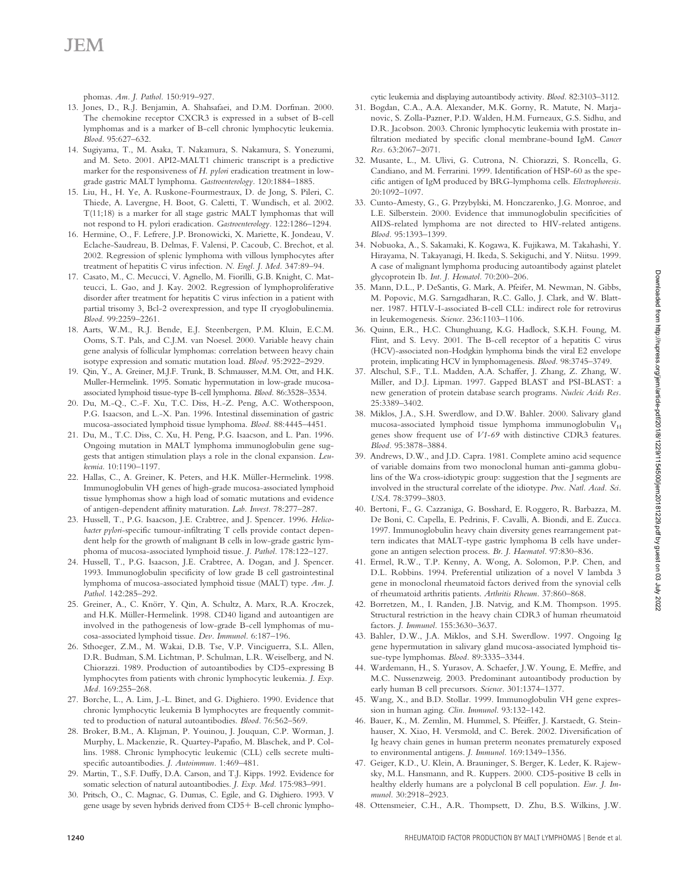phomas. *Am. J. Pathol.* 150:919–927.

13. Jones, D., R.J. Benjamin, A. Shahsafaei, and D.M. Dorfman. 2000. The chemokine receptor CXCR3 is expressed in a subset of B-cell lymphomas and is a marker of B-cell chronic lymphocytic leukemia. *Blood.* 95:627–632.
14. Sugiyama, T., M. Asaka, T. Nakamura, S. Nakamura, S. Yonezumi, and M. Seto. 2001. API2-MALT1 chimeric transcript is a predictive marker for the responsiveness of *H. pylori* eradication treatment in low-grade gastric MALT lymphoma. *Gastroenterology.* 120:1884–1885.
15. Liu, H., H. Ye, A. Ruskone-Fourmestraux, D. de Jong, S. Pileri, C. Thiede, A. Lavergne, H. Boot, G. Caletti, T. Wundisch, et al. 2002. T(11;18) is a marker for all stage gastric MALT lymphomas that will not respond to H. pylori eradication. *Gastroenterology.* 122:1286–1294.
16. Hermine, O., F. Lefrere, J.P. Bronowicki, X. Mariette, K. Jondeau, V. Eclache-Saudreau, B. Delmas, F. Valensi, P. Cacoub, C. Brechot, et al. 2002. Regression of splenic lymphoma with villous lymphocytes after treatment of hepatitis C virus infection. *N. Engl. J. Med.* 347:89–94.
17. Casato, M., C. Mecucci, V. Agnello, M. Fiorilli, G.B. Knight, C. Matteucci, L. Gao, and J. Kay. 2002. Regression of lymphoproliferative disorder after treatment for hepatitis C virus infection in a patient with partial trisomy 3, Bcl-2 overexpression, and type II cryoglobulinemia. *Blood.* 99:2259–2261.
18. Aarts, W.M., R.J. Bende, E.J. Steenbergen, P.M. Kluin, E.C.M. Ooms, S.T. Pals, and C.J.M. van Noesel. 2000. Variable heavy chain gene analysis of follicular lymphomas: correlation between heavy chain isotype expression and somatic mutation load. *Blood.* 95:2922–2929.
19. Qin, Y., A. Greiner, M.J.F. Trunk, B. Schmausser, M.M. Ott, and H.K. Muller-Hermelink. 1995. Somatic hypermutation in low-grade mucosa-associated lymphoid tissue-type B-cell lymphoma. *Blood.* 86:3528–3534.
20. Du, M.-Q., C.-F. Xu, T.C. Diss, H.-Z. Peng, A.C. Wotherspoon, P.G. Isaacson, and L.-X. Pan. 1996. Intestinal dissemination of gastric mucosa-associated lymphoid tissue lymphoma. *Blood.* 88:4445–4451.
21. Du, M., T.C. Diss, C. Xu, H. Peng, P.G. Isaacson, and L. Pan. 1996. Ongoing mutation in MALT lymphoma immunoglobulin gene suggests that antigen stimulation plays a role in the clonal expansion. *Leukemia.* 10:1190–1197.
22. Hallas, C., A. Greiner, K. Peters, and H.K. Müller-Hermelink. 1998. Immunoglobulin VH genes of high-grade mucosa-associated lymphoid tissue lymphomas show a high load of somatic mutations and evidence of antigen-dependent affinity maturation. *Lab. Invest.* 78:277–287.
23. Hussell, T., P.G. Isaacson, J.E. Crabtree, and J. Spencer. 1996. *Helicobacter pylori*-specific tumour-infiltrating T cells provide contact dependent help for the growth of malignant B cells in low-grade gastric lymphoma of mucosa-associated lymphoid tissue. *J. Pathol.* 178:122–127.
24. Hussell, T., P.G. Isaacson, J.E. Crabtree, A. Dogan, and J. Spencer. 1993. Immunoglobulin specificity of low grade B cell gastrointestinal lymphoma of mucosa-associated lymphoid tissue (MALT) type. *Am. J. Pathol.* 142:285–292.
25. Greiner, A., C. Knörr, Y. Qin, A. Schultz, A. Marx, R.A. Kroczek, and H.K. Müller-Hermelink. 1998. CD40 ligand and autoantigen are involved in the pathogenesis of low-grade B-cell lymphomas of mucosa-associated lymphoid tissue. *Dev. Immunol.* 6:187–196.
26. Sthoeger, Z.M., M. Wakai, D.B. Tse, V.P. Vinciguerra, S.L. Allen, D.R. Budman, S.M. Lichtman, P. Schulman, L.R. Weiselberg, and N. Chiorazzi. 1989. Production of autoantibodies by CD5-expressing B lymphocytes from patients with chronic lymphocytic leukemia. *J. Exp. Med.* 169:255–268.
27. Borche, L., A. Lim, J.-L. Binet, and G. Dighiero. 1990. Evidence that chronic lymphocytic leukemia B lymphocytes are frequently committed to production of natural autoantibodies. *Blood.* 76:562–569.
28. Broker, B.M., A. Klajman, P. Youinou, J. Jouquan, C.P. Worman, J. Murphy, L. Mackenzie, R. Quartey-Papafio, M. Blaschek, and P. Collins. 1988. Chronic lymphocytic leukemic (CLL) cells secrete multispecific autoantibodies. *J. Autoimmun.* 1:469–481.
29. Martin, T., S.F. Duffy, D.A. Carson, and T.J. Kipps. 1992. Evidence for somatic selection of natural autoantibodies. *J. Exp. Med.* 175:983–991.
30. Pritsch, O., C. Magnac, G. Dumas, C. Egile, and G. Dighiero. 1993. V gene usage by seven hybrids derived from CD5+ B-cell chronic lymphocytic leukemia and displaying autoantibody activity. *Blood.* 82:3103–3112.
31. Bogdan, C.A., A.A. Alexander, M.K. Gorny, R. Matute, N. Marjanovic, S. Zolla-Pazner, P.D. Walden, H.M. Furneaux, G.S. Sidhu, and D.R. Jacobson. 2003. Chronic lymphocytic leukemia with prostate infiltration mediated by specific clonal membrane-bound IgM. *Cancer Res.* 63:2067–2071.
32. Musante, L., M. Ulivi, G. Cutrona, N. Chiorazzi, S. Roncella, G. Candiano, and M. Ferrarini. 1999. Identification of HSP-60 as the specific antigen of IgM produced by BRG-lymphoma cells. *Electrophoresis.* 20:1092–1097.
33. Cunto-Amesty, G., G. Przybylski, M. Honczarenko, J.G. Monroe, and L.E. Silberstein. 2000. Evidence that immunoglobulin specificities of AIDS-related lymphoma are not directed to HIV-related antigens. *Blood.* 95:1393–1399.
34. Nobuoka, A., S. Sakamaki, K. Kogawa, K. Fujikawa, M. Takahashi, Y. Hirayama, N. Takayanagi, H. Ikeda, S. Sekiguchi, and Y. Niitsu. 1999. A case of malignant lymphoma producing autoantibody against platelet glycoprotein Ib. *Int. J. Hematol.* 70:200–206.
35. Mann, D.L., P. DeSantis, G. Mark, A. Pfeifer, M. Newman, N. Gibbs, M. Popovic, M.G. Sarngadharan, R.C. Gallo, J. Clark, and W. Blattner. 1987. HTLV-I-associated B-cell CLL: indirect role for retrovirus in leukemogenesis. *Science.* 236:1103–1106.
36. Quinn, E.R., H.C. Chunghuang, K.G. Hadlock, S.K.H. Foung, M. Flint, and S. Levy. 2001. The B-cell receptor of a hepatitis C virus (HCV)-associated non-Hodgkin lymphoma binds the viral E2 envelope protein, implicating HCV in lymphomagenesis. *Blood.* 98:3745–3749.
37. Altschul, S.F., T.L. Madden, A.A. Schaffer, J. Zhang, Z. Zhang, W. Miller, and D.J. Lipman. 1997. Gapped BLAST and PSI-BLAST: a new generation of protein database search programs. *Nucleic Acids Res.* 25:3389–3402.
38. Miklos, J.A., S.H. Swerdlow, and D.W. Bahler. 2000. Salivary gland mucosa-associated lymphoid tissue lymphoma immunoglobulin $V_H$ genes show frequent use of *V1-69* with distinctive CDR3 features. *Blood.* 95:3878–3884.
39. Andrews, D.W., and J.D. Capra. 1981. Complete amino acid sequence of variable domains from two monoclonal human anti-gamma globulins of the Wa cross-idiotypic group: suggestion that the J segments are involved in the structural correlate of the idiotype. *Proc. Natl. Acad. Sci. USA.* 78:3799–3803.
40. Bertoni, F., G. Cazzaniga, G. Bosshard, E. Roggero, R. Barbazza, M. De Boni, C. Capella, E. Pedrinis, F. Cavalli, A. Biondi, and E. Zucca. 1997. Immunoglobulin heavy chain diversity genes rearrangement pattern indicates that MALT-type gastric lymphoma B cells have undergone an antigen selection process. *Br. J. Haematol.* 97:830–836.
41. Ermel, R.W., T.P. Kenny, A. Wong, A. Solomon, P.P. Chen, and D.L. Robbins. 1994. Preferential utilization of a novel V lambda 3 gene in monoclonal rheumatoid factors derived from the synovial cells of rheumatoid arthritis patients. *Arthritis Rheum.* 37:860–868.
42. Borretzen, M., I. Randen, J.B. Natvig, and K.M. Thompson. 1995. Structural restriction in the heavy chain CDR3 of human rheumatoid factors. *J. Immunol.* 155:3630–3637.
43. Bahler, D.W., J.A. Miklos, and S.H. Swerdlow. 1997. Ongoing Ig gene hypermutation in salivary gland mucosa-associated lymphoid tissue-type lymphomas. *Blood.* 89:3335–3344.
44. Wardemann, H., S. Yurasov, A. Schaefer, J.W. Young, E. Meffre, and M.C. Nussenzweig. 2003. Predominant autoantibody production by early human B cell precursors. *Science.* 301:1374–1377.
45. Wang, X., and B.D. Stollar. 1999. Immunoglobulin VH gene expression in human aging. *Clin. Immunol.* 93:132–142.
46. Bauer, K., M. Zemlin, M. Hummel, S. Pfeiffer, J. Karstaedt, G. Steinhauser, X. Xiao, H. Versmold, and C. Berek. 2002. Diversification of Ig heavy chain genes in human preterm neonates prematurely exposed to environmental antigens. *J. Immunol.* 169:1349–1356.
47. Geiger, K.D., U. Klein, A. Brauninger, S. Berger, K. Leder, K. Rajewsky, M.L. Hansmann, and R. Kuppers. 2000. CD5-positive B cells in healthy elderly humans are a polyclonal B cell population. *Eur. J. Immunol.* 30:2918–2923.
48. Ottensmeier, C.H., A.R. Thompsett, D. Zhu, B.S. Wilkins, J.W.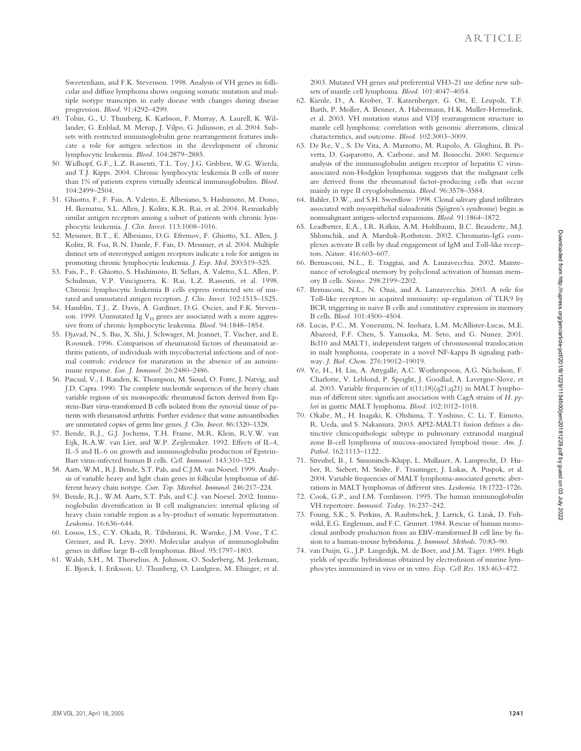Sweetenham, and F.K. Stevenson. 1998. Analysis of VH genes in follicular and diffuse lymphoma shows ongoing somatic mutation and multiple isotype transcripts in early disease with changes during disease progression. *Blood.* 91:4292–4299.

49. Tobin, G., U. Thunberg, K. Karlsson, F. Murray, A. Laurell, K. Willander, G. Enblad, M. Merup, J. Vilpo, G. Juliusson, et al. 2004. Subsets with restricted immunoglobulin gene rearrangement features indicate a role for antigen selection in the development of chronic lymphocytic leukemia. *Blood.* 104:2879–2885.
50. Widhopf, G.F., L.Z. Rassenti, T.L. Toy, J.G. Gribben, W.G. Wierda, and T.J. Kipps. 2004. Chronic lymphocytic leukemia B cells of more than 1% of patients express virtually identical immunoglobulins. *Blood.* 104:2499–2504.
51. Ghiotto, F., F. Fais, A. Valetto, E. Albesiano, S. Hashimoto, M. Dono, H. Ikematsu, S.L. Allen, J. Kolitz, K.R. Rai, et al. 2004. Remarkably similar antigen receptors among a subset of patients with chronic lymphocytic leukemia. *J. Clin. Invest.* 113:1008–1016.
52. Messmer, B.T., E. Albesiano, D.G. Efremov, F. Ghiotto, S.L. Allen, J. Kolitz, R. Foa, R.N. Damle, F. Fais, D. Messmer, et al. 2004. Multiple distinct sets of stereotyped antigen receptors indicate a role for antigen in promoting chronic lymphocytic leukemia. *J. Exp. Med.* 200:519–525.
53. Fais, F., F. Ghiotto, S. Hashimoto, B. Sellars, A. Valetto, S.L. Allen, P. Schulman, V.P. Vinciguerra, K. Rai, L.Z. Rassenti, et al. 1998. Chronic lymphocytic leukemia B cells express restricted sets of mutated and unmutated antigen receptors. *J. Clin. Invest.* 102:1515–1525.
54. Hamblin, T.J., Z. Davis, A. Gardiner, D.G. Oscier, and F.K. Stevenson. 1999. Unmutated Ig $V_H$ genes are associated with a more aggressive form of chronic lymphocytic leukemia. *Blood.* 94:1848–1854.
55. Djavad, N., S. Bas, X. Shi, J. Schwager, M. Jeannet, T. Vischer, and E. Roosnek. 1996. Comparison of rheumatoid factors of rheumatoid arthritis patients, of individuals with mycobacterial infections and of normal controls: evidence for maturation in the absence of an autoimmune response. *Eur. J. Immunol.* 26:2480–2486.
56. Pascual, V., I. Randen, K. Thompson, M. Sioud, O. Forre, J. Natvig, and J.D. Capra. 1990. The complete nucleotide sequences of the heavy chain variable regions of six monospecific rheumatoid factors derived from Epstein-Barr virus-transformed B cells isolated from the synovial tissue of patients with rheumatoid arthritis. Further evidence that some autoantibodies are unmutated copies of germ line genes. *J. Clin. Invest.* 86:1320–1328.
57. Bende, R.J., G.J. Jochems, T.H. Frame, M.R. Klein, R.V.W. van Eijk, R.A.W. van Lier, and W.P. Zeijlemaker. 1992. Effects of IL-4, IL-5 and IL-6 on growth and immunoglobulin production of Epstein-Barr virus-infected human B cells. *Cell. Immunol.* 143:310–323.
58. Aarts, W.M., R.J. Bende, S.T. Pals, and C.J.M. van Noesel. 1999. Analysis of variable heavy and light chain genes in follicular lymphomas of different heavy chain isotype. *Curr. Top. Microbiol. Immunol.* 246:217–224.
59. Bende, R.J., W.M. Aarts, S.T. Pals, and C.J. van Noesel. 2002. Immunoglobulin diversification in B cell malignancies: internal splicing of heavy chain variable region as a by-product of somatic hypermutation. *Leukemia.* 16:636–644.
60. Lossos, I.S., C.Y. Okada, R. Tibshirani, R. Warnke, J.M. Vose, T.C. Greiner, and R. Levy. 2000. Molecular analysis of immunoglobulin genes in diffuse large B-cell lymphomas. *Blood.* 95:1797–1803.
61. Walsh, S.H., M. Thorselius, A. Johnson, O. Soderberg, M. Jerkeman, E. Bjorck, I. Eriksson, U. Thunberg, O. Landgren, M. Ehinger, et al. 2003. Mutated VH genes and preferential VH3-21 use define new subsets of mantle cell lymphoma. *Blood.* 101:4047–4054.
62. Kienle, D., A. Krober, T. Katzenberger, G. Ott, E. Leupolt, T.F. Barth, P. Moller, A. Benner, A. Habermann, H.K. Muller-Hermelink, et al. 2003. VH mutation status and VDJ rearrangement structure in mantle cell lymphoma: correlation with genomic aberrations, clinical characteristics, and outcome. *Blood.* 102:3003–3009.
63. De Re, V., S. De Vita, A. Marzotto, M. Rupolo, A. Gloghini, B. Pivetta, D. Gasparotto, A. Carbone, and M. Boiocchi. 2000. Sequence analysis of the immunoglobulin antigen receptor of hepatitis C virus-associated non-Hodgkin lymphomas suggests that the malignant cells are derived from the rheumatoid factor-producing cells that occur mainly in type II cryoglobulinemia. *Blood.* 96:3578–3584.
64. Bahler, D.W., and S.H. Swerdlow. 1998. Clonal salivary gland infiltrates associated with myoepithelial sialoadenitis (Sjögren's syndrome) begin as nonmalignant antigen-selected expansions. *Blood.* 91:1864–1872.
65. Leadbetter, E.A., I.R. Rifkin, A.M. Hohlbaum, B.C. Beaudette, M.J. Shlomchik, and A. Marshak-Rothstein. 2002. Chromatin-IgG complexes activate B cells by dual engagement of IgM and Toll-like receptors. *Nature.* 416:603–607.
66. Bernasconi, N.L., E. Traggiai, and A. Lanzavecchia. 2002. Maintenance of serological memory by polyclonal activation of human memory B cells. *Science.* 298:2199–2202.
67. Bernasconi, N.L., N. Onai, and A. Lanzavecchia. 2003. A role for Toll-like receptors in acquired immunity: up-regulation of TLR9 by BCR triggering in naive B cells and constitutive expression in memory B cells. *Blood.* 101:4500–4504.
68. Lucas, P.C., M. Yonezumi, N. Inohara, L.M. McAllister-Lucas, M.E. Abazeed, F.F. Chen, S. Yamaoka, M. Seto, and G. Nunez. 2001. Bcl10 and MALT1, independent targets of chromosomal translocation in malt lymphoma, cooperate in a novel NF-kappa B signaling pathway. *J. Biol. Chem.* 276:19012–19019.
69. Ye, H., H. Liu, A. Attygalle, A.C. Wotherspoon, A.G. Nicholson, F. Charlotte, V. Leblond, P. Speight, J. Goodlad, A. Lavergne-Slove, et al. 2003. Variable frequencies of t(11;18)(q21;q21) in MALT lymphomas of different sites: significant association with CagA strains of *H. pylori* in gastric MALT lymphoma. *Blood.* 102:1012–1018.
70. Okabe, M., H. Inagaki, K. Ohshima, T. Yoshino, C. Li, T. Eimoto, R. Ueda, and S. Nakamura. 2003. API2-MALT1 fusion defines a distinctive clinicopathologic subtype in pulmonary extranodal marginal zone B-cell lymphoma of mucosa-associated lymphoid tissue. *Am. J. Pathol.* 162:1113–1122.
71. Streubel, B., I. Simonitsch-Klupp, L. Mullauer, A. Lamprecht, D. Huber, R. Siebert, M. Stolte, F. Trautinger, J. Lukas, A. Puspok, et al. 2004. Variable frequencies of MALT lymphoma-associated genetic aberrations in MALT lymphomas of different sites. *Leukemia.* 18:1722–1726.
72. Cook, G.P., and I.M. Tomlinson. 1995. The human immunoglobulin VH repertoire. *Immunol. Today.* 16:237–242.
73. Foung, S.K., S. Perkins, A. Raubitschek, J. Larrick, G. Lizak, D. Fishwild, E.G. Engleman, and F.C. Grumet. 1984. Rescue of human monoclonal antibody production from an EBV-transformed B cell line by fusion to a human-mouse hybridoma. *J. Immunol. Methods.* 70:83–90.
74. van Duijn, G., J.P. Langedijk, M. de Boer, and J.M. Tager. 1989. High yields of specific hybridomas obtained by electrofusion of murine lymphocytes immunized in vivo or in vitro. *Exp. Cell Res.* 183:463–472.